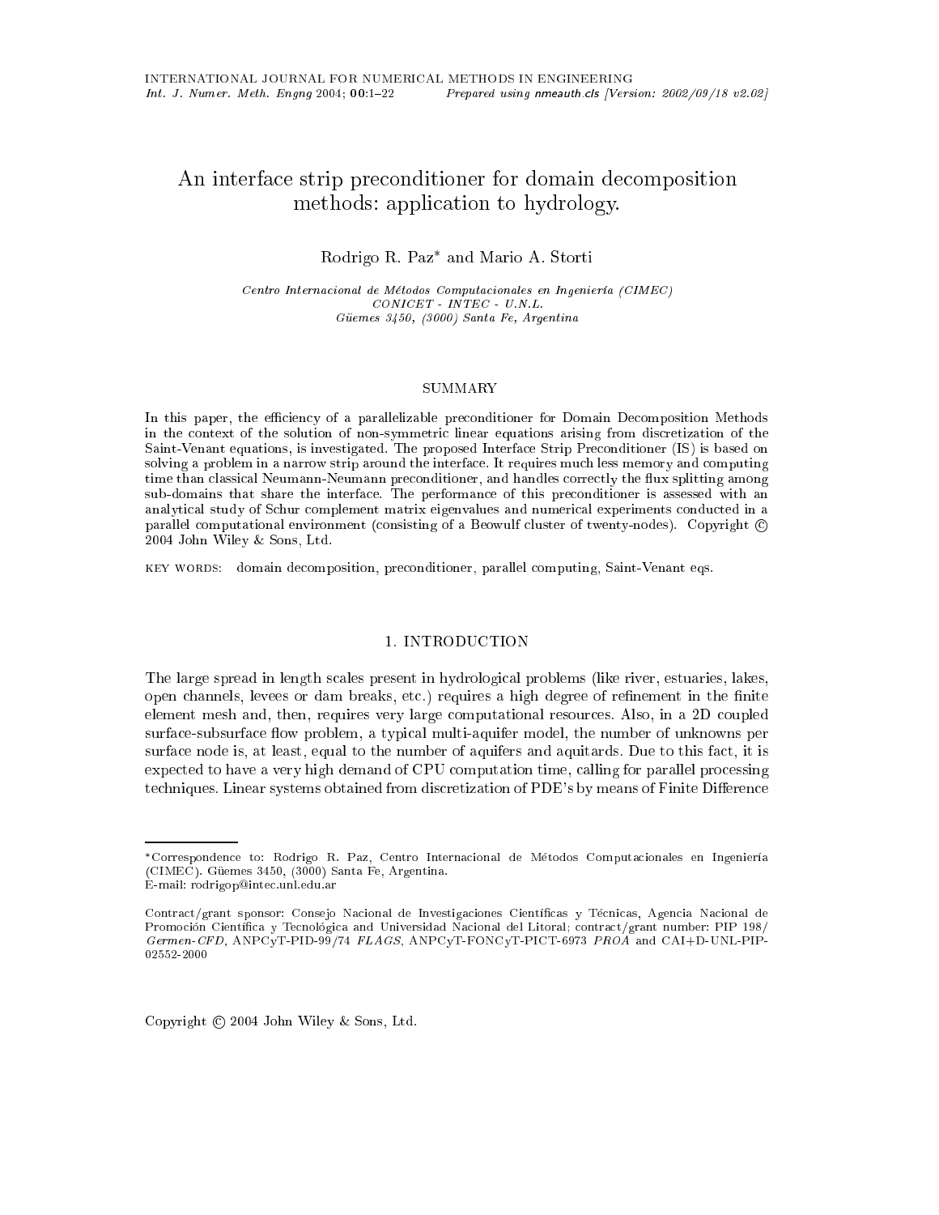# An interface strip preconditioner for domain decomposition methods: application to hydrology.

Rodrigo R. Paz[*] and Mario A. Storti

*Centro Internacional de Métodos Computacionales en Ingeniería (CIMEC)*
*CONICET - INTEC - U.N.L.*
*Güemes 3450, (3000) Santa Fe, Argentina*

## SUMMARY

In this paper, the efficiency of a parallelizable preconditioner for Domain Decomposition Methods in the context of the solution of non-symmetric linear equations arising from discretization of the Saint-Venant equations, is investigated. The proposed Interface Strip Preconditioner (IS) is based on solving a problem in a narrow strip around the interface. It requires much less memory and computing time than classical Neumann-Neumann preconditioner, and handles correctly the flux splitting among sub-domains that share the interface. The performance of this preconditioner is assessed with an analytical study of Schur complement matrix eigenvalues and numerical experiments conducted in a parallel computational environment (consisting of a Beowulf cluster of twenty-nodes). Copyright © 2004 John Wiley & Sons, Ltd.

KEY WORDS: domain decomposition, preconditioner, parallel computing, Saint-Venant eqs.

## 1. INTRODUCTION

The large spread in length scales present in hydrological problems (like river, estuaries, lakes, open channels, levees or dam breaks, etc.) requires a high degree of refinement in the finite element mesh and, then, requires very large computational resources. Also, in a 2D coupled surface-subsurface flow problem, a typical multi-aquifer model, the number of unknowns per surface node is, at least, equal to the number of aquifers and aquitards. Due to this fact, it is expected to have a very high demand of CPU computation time, calling for parallel processing techniques. Linear systems obtained from discretization of PDE's by means of Finite Difference

---

[*]Correspondence to: Rodrigo R. Paz, Centro Internacional de Métodos Computacionales en Ingeniería (CIMEC). Güemes 3450, (3000) Santa Fe, Argentina.
E-mail: rodrigop@intec.unl.edu.ar

Contract/grant sponsor: Consejo Nacional de Investigaciones Científicas y Técnicas, Agencia Nacional de Promoción Científica y Tecnológica and Universidad Nacional del Litoral; contract/grant number: PIP 198/ *Germen-CFD*, ANPCyT-PID-99/74 *FLAGS*, ANPCyT-FONCyT-PICT-6973 *PROA* and CAI+D-UNL-PIP-02552-2000

Copyright © 2004 John Wiley & Sons, Ltd.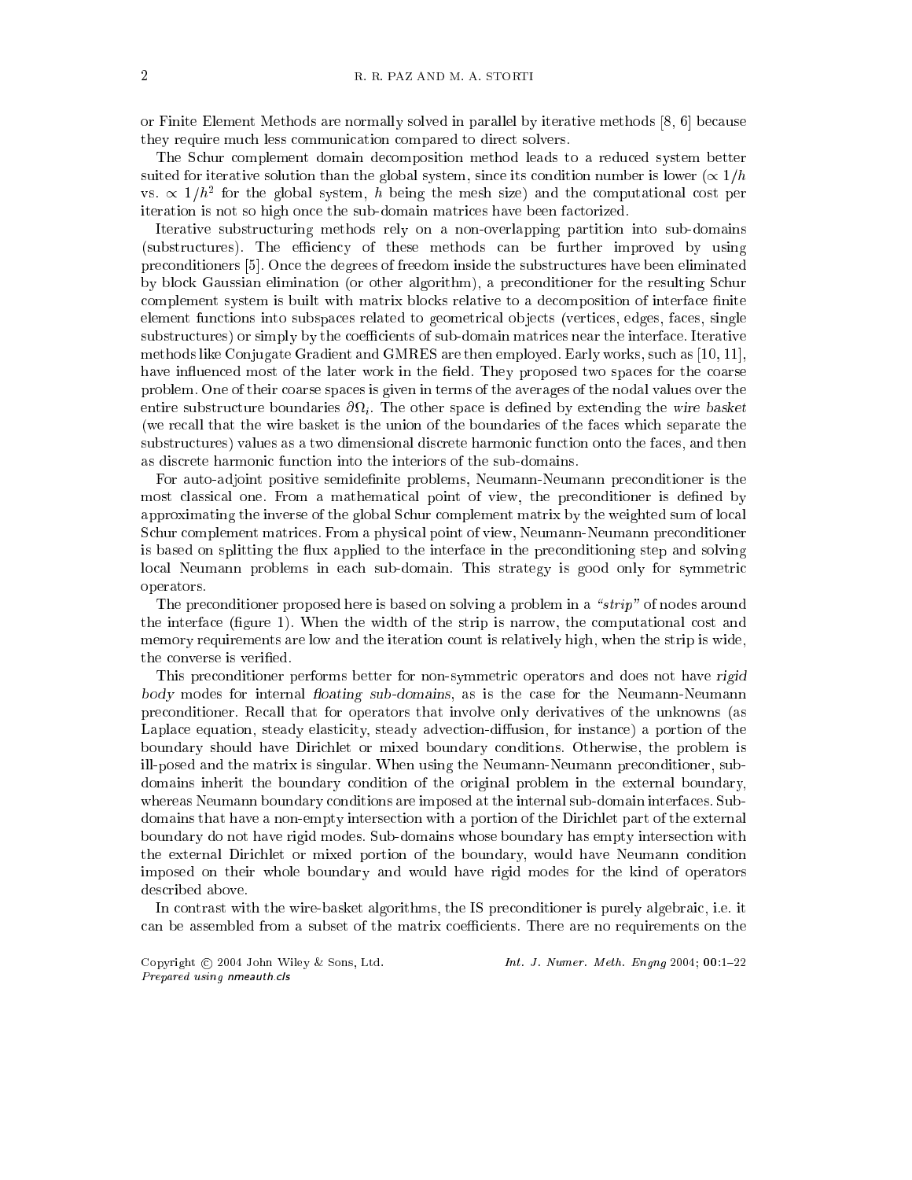or Finite Element Methods are normally solved in parallel by iterative methods [8, 6] because they require much less communication compared to direct solvers.

The Schur complement domain decomposition method leads to a reduced system better suited for iterative solution than the global system, since its condition number is lower ($\propto 1/h$ vs. $\propto 1/h^2$ for the global system, $h$ being the mesh size) and the computational cost per iteration is not so high once the sub-domain matrices have been factorized.

Iterative substructuring methods rely on a non-overlapping partition into sub-domains (substructures). The efficiency of these methods can be further improved by using preconditioners [5]. Once the degrees of freedom inside the substructures have been eliminated by block Gaussian elimination (or other algorithm), a preconditioner for the resulting Schur complement system is built with matrix blocks relative to a decomposition of interface finite element functions into subspaces related to geometrical objects (vertices, edges, faces, single substructures) or simply by the coefficients of sub-domain matrices near the interface. Iterative methods like Conjugate Gradient and GMRES are then employed. Early works, such as [10, 11], have influenced most of the later work in the field. They proposed two spaces for the coarse problem. One of their coarse spaces is given in terms of the averages of the nodal values over the entire substructure boundaries $\partial\Omega_i$. The other space is defined by extending the *wire basket* (we recall that the wire basket is the union of the boundaries of the faces which separate the substructures) values as a two dimensional discrete harmonic function onto the faces, and then as discrete harmonic function into the interiors of the sub-domains.

For auto-adjoint positive semidefinite problems, Neumann-Neumann preconditioner is the most classical one. From a mathematical point of view, the preconditioner is defined by approximating the inverse of the global Schur complement matrix by the weighted sum of local Schur complement matrices. From a physical point of view, Neumann-Neumann preconditioner is based on splitting the flux applied to the interface in the preconditioning step and solving local Neumann problems in each sub-domain. This strategy is good only for symmetric operators.

The preconditioner proposed here is based on solving a problem in a *"strip"* of nodes around the interface (figure 1). When the width of the strip is narrow, the computational cost and memory requirements are low and the iteration count is relatively high, when the strip is wide, the converse is verified.

This preconditioner performs better for non-symmetric operators and does not have *rigid body* modes for internal *floating sub-domains*, as is the case for the Neumann-Neumann preconditioner. Recall that for operators that involve only derivatives of the unknowns (as Laplace equation, steady elasticity, steady advection-diffusion, for instance) a portion of the boundary should have Dirichlet or mixed boundary conditions. Otherwise, the problem is ill-posed and the matrix is singular. When using the Neumann-Neumann preconditioner, sub-domains inherit the boundary condition of the original problem in the external boundary, whereas Neumann boundary conditions are imposed at the internal sub-domain interfaces. Sub-domains that have a non-empty intersection with a portion of the Dirichlet part of the external boundary do not have rigid modes. Sub-domains whose boundary has empty intersection with the external Dirichlet or mixed portion of the boundary, would have Neumann condition imposed on their whole boundary and would have rigid modes for the kind of operators described above.

In contrast with the wire-basket algorithms, the IS preconditioner is purely algebraic, i.e. it can be assembled from a subset of the matrix coefficients. There are no requirements on the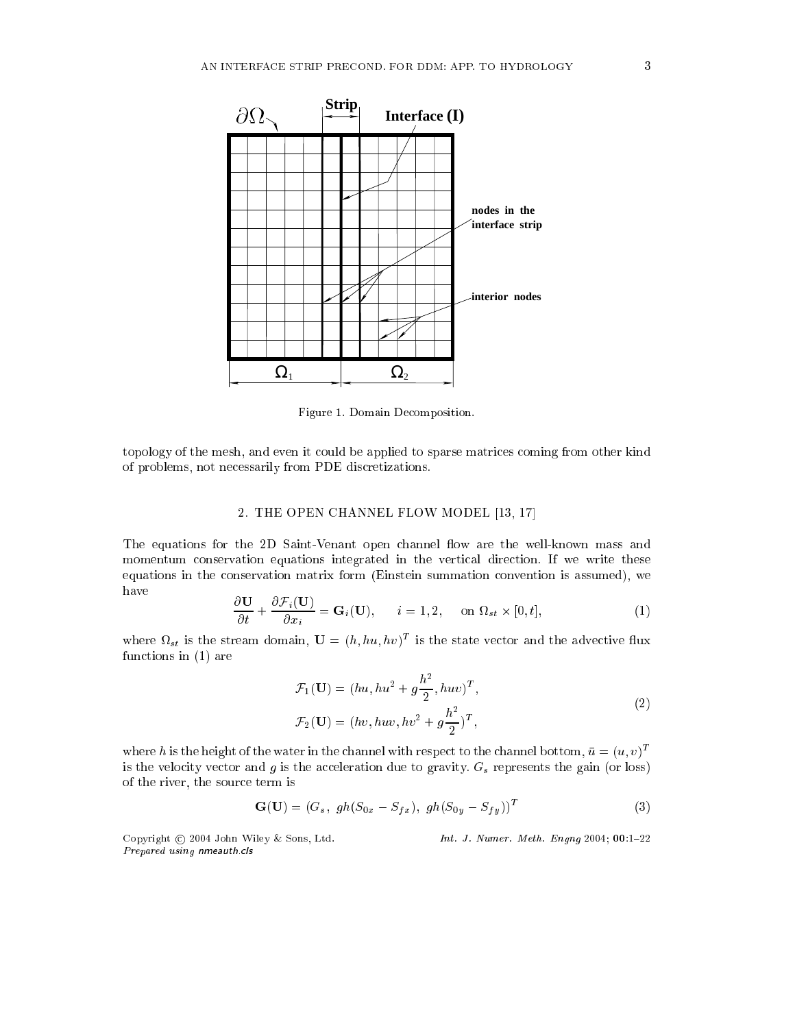Figure 1. Domain Decomposition.

topology of the mesh, and even it could be applied to sparse matrices coming from other kind of problems, not necessarily from PDE discretizations.

## 2. THE OPEN CHANNEL FLOW MODEL [13, 17]

The equations for the 2D Saint-Venant open channel flow are the well-known mass and momentum conservation equations integrated in the vertical direction. If we write these equations in the conservation matrix form (Einstein summation convention is assumed), we have

$$\frac{\partial \mathbf{U}}{\partial t} + \frac{\partial \mathcal{F}_i(\mathbf{U})}{\partial x_i} = \mathbf{G}_i(\mathbf{U}), \qquad i = 1, 2, \quad \text{on } \Omega_{st} \times [0, t], \tag{1}$$

where $\Omega_{st}$ is the stream domain, $\mathbf{U} = (h, hu, hv)^T$ is the state vector and the advective flux functions in (1) are

$$\begin{aligned} \mathcal{F}_1(\mathbf{U}) &= (hu, hu^2 + g\frac{h^2}{2}, huv)^T, \\ \mathcal{F}_2(\mathbf{U}) &= (hv, huv, hv^2 + g\frac{h^2}{2})^T, \end{aligned} \tag{2}$$

where $h$ is the height of the water in the channel with respect to the channel bottom, $\bar{u} = (u, v)^T$ is the velocity vector and $g$ is the acceleration due to gravity. $G_s$ represents the gain (or loss) of the river, the source term is

$$\mathbf{G}(\mathbf{U}) = (G_s,\ gh(S_{0x} - S_{fx}),\ gh(S_{0y} - S_{fy}))^T \tag{3}$$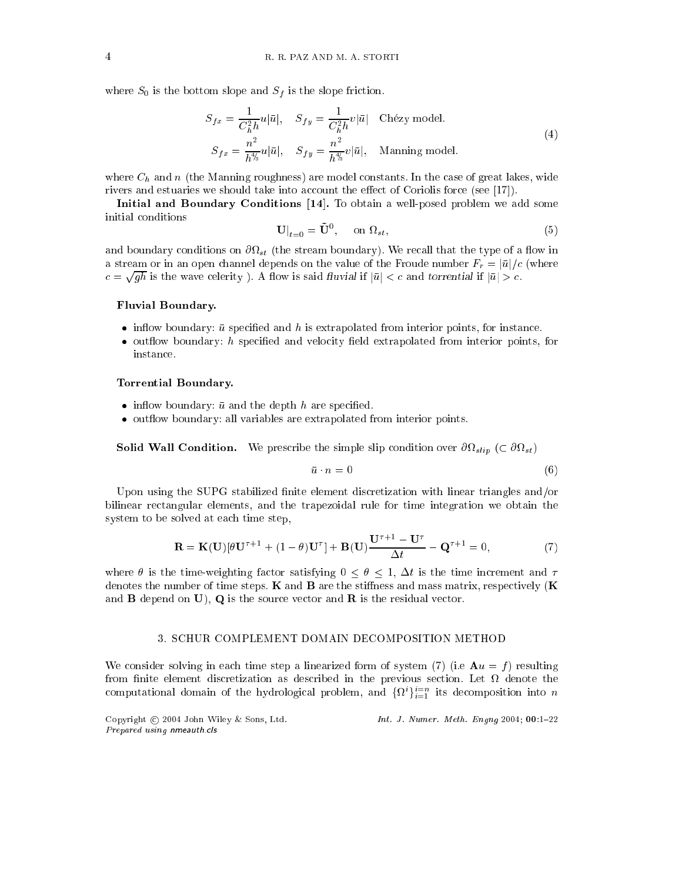where $S_0$ is the bottom slope and $S_f$ is the slope friction.

$$
\begin{aligned}
S_{fx} &= \frac{1}{C_h^2 h} u|\bar{u}|, \quad S_{fy} = \frac{1}{C_h^2 h} v|\bar{u}| \quad \text{Chézy model.} \\
S_{fx} &= \frac{n^2}{h^{4/3}} u|\bar{u}|, \quad S_{fy} = \frac{n^2}{h^{4/3}} v|\bar{u}|, \quad \text{Manning model.}
\end{aligned}
\tag{4}
$$

where $C_h$ and $n$ (the Manning roughness) are model constants. In the case of great lakes, wide rivers and estuaries we should take into account the effect of Coriolis force (see [17]).

**Initial and Boundary Conditions [14].** To obtain a well-posed problem we add some initial conditions

$$
\mathbf{U}|_{t=0} = \tilde{\mathbf{U}}^0, \quad \text{on } \Omega_{st}, \tag{5}
$$

and boundary conditions on $\partial\Omega_{st}$ (the stream boundary). We recall that the type of a flow in a stream or in an open channel depends on the value of the Froude number $F_r = |\bar{u}|/c$ (where $c = \sqrt{gh}$ is the wave celerity ). A flow is said *fluvial* if $|\bar{u}| < c$ and *torrential* if $|\bar{u}| > c$.

**Fluvial Boundary.**

- inflow boundary: $\bar{u}$ specified and $h$ is extrapolated from interior points, for instance.
- outflow boundary: $h$ specified and velocity field extrapolated from interior points, for instance.

**Torrential Boundary.**

- inflow boundary: $\bar{u}$ and the depth $h$ are specified.
- outflow boundary: all variables are extrapolated from interior points.

**Solid Wall Condition.** We prescribe the simple slip condition over $\partial\Omega_{slip}$ ($\subset \partial\Omega_{st}$)

$$
\bar{u} \cdot n = 0 \tag{6}
$$

Upon using the SUPG stabilized finite element discretization with linear triangles and/or bilinear rectangular elements, and the trapezoidal rule for time integration we obtain the system to be solved at each time step,

$$
\mathbf{R} = \mathbf{K}(\mathbf{U})[\theta \mathbf{U}^{\tau+1} + (1-\theta)\mathbf{U}^{\tau}] + \mathbf{B}(\mathbf{U}) \frac{\mathbf{U}^{\tau+1} - \mathbf{U}^{\tau}}{\Delta t} - \mathbf{Q}^{\tau+1} = 0, \tag{7}
$$

where $\theta$ is the time-weighting factor satisfying $0 \leq \theta \leq 1$, $\Delta t$ is the time increment and $\tau$ denotes the number of time steps. $\mathbf{K}$ and $\mathbf{B}$ are the stiffness and mass matrix, respectively ($\mathbf{K}$ and $\mathbf{B}$ depend on $\mathbf{U}$), $\mathbf{Q}$ is the source vector and $\mathbf{R}$ is the residual vector.

## 3. SCHUR COMPLEMENT DOMAIN DECOMPOSITION METHOD

We consider solving in each time step a linearized form of system (7) (i.e $\mathbf{A}u = f$) resulting from finite element discretization as described in the previous section. Let $\Omega$ denote the computational domain of the hydrological problem, and $\{\Omega^i\}_{i=1}^{i=n}$ its decomposition into $n$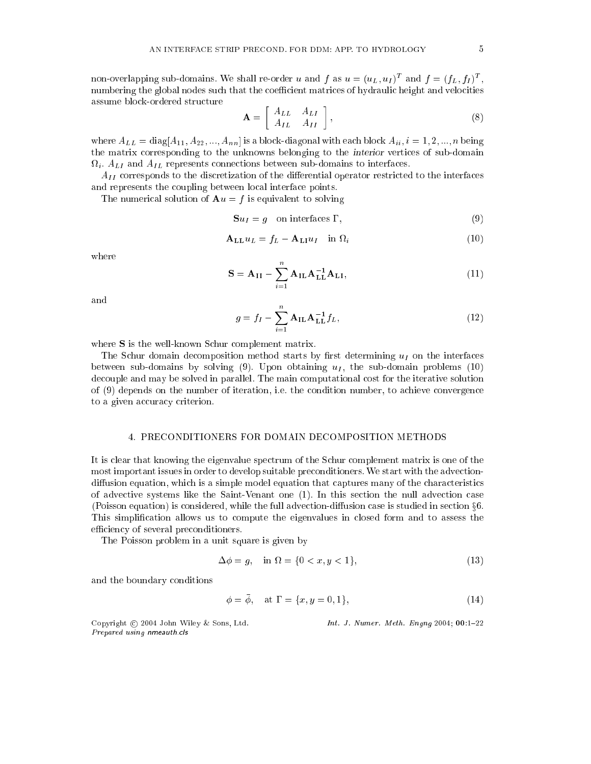non-overlapping sub-domains. We shall re-order $u$ and $f$ as $u = (u_L, u_I)^T$ and $f = (f_L, f_I)^T$, numbering the global nodes such that the coefficient matrices of hydraulic height and velocities assume block-ordered structure

$$\mathbf{A} = \begin{bmatrix} A_{LL} & A_{LI} \\ A_{IL} & A_{II} \end{bmatrix}, \tag{8}$$

where $A_{LL} = \mathrm{diag}[A_{11}, A_{22}, ..., A_{nn}]$ is a block-diagonal with each block $A_{ii}, i = 1, 2, ..., n$ being the matrix corresponding to the unknowns belonging to the *interior* vertices of sub-domain $\Omega_i$. $A_{LI}$ and $A_{IL}$ represents connections between sub-domains to interfaces.

$A_{II}$ corresponds to the discretization of the differential operator restricted to the interfaces and represents the coupling between local interface points.

The numerical solution of $\mathbf{A}u = f$ is equivalent to solving

$$\mathbf{S} u_I = g \quad \text{on interfaces } \Gamma, \tag{9}$$

$$\mathbf{A_{LL}} u_L = f_L - \mathbf{A_{LI}} u_I \quad \text{in } \Omega_i \tag{10}$$

where

$$\mathbf{S} = \mathbf{A_{II}} - \sum_{i=1}^{n} \mathbf{A_{IL}} \mathbf{A_{LL}^{-1}} \mathbf{A_{LI}}, \tag{11}$$

and

$$g = f_I - \sum_{i=1}^{n} \mathbf{A_{IL}} \mathbf{A_{LL}^{-1}} f_L, \tag{12}$$

where $\mathbf{S}$ is the well-known Schur complement matrix.

The Schur domain decomposition method starts by first determining $u_I$ on the interfaces between sub-domains by solving (9). Upon obtaining $u_I$, the sub-domain problems (10) decouple and may be solved in parallel. The main computational cost for the iterative solution of (9) depends on the number of iteration, i.e. the condition number, to achieve convergence to a given accuracy criterion.

## 4. PRECONDITIONERS FOR DOMAIN DECOMPOSITION METHODS

It is clear that knowing the eigenvalue spectrum of the Schur complement matrix is one of the most important issues in order to develop suitable preconditioners. We start with the advection-diffusion equation, which is a simple model equation that captures many of the characteristics of advective systems like the Saint-Venant one (1). In this section the null advection case (Poisson equation) is considered, while the full advection-diffusion case is studied in section §6. This simplification allows us to compute the eigenvalues in closed form and to assess the efficiency of several preconditioners.

The Poisson problem in a unit square is given by

$$\Delta\phi = g, \quad \text{in } \Omega = \{0 < x, y < 1\}, \tag{13}$$

and the boundary conditions

$$\phi = \bar{\phi}, \quad \text{at } \Gamma = \{x, y = 0, 1\}, \tag{14}$$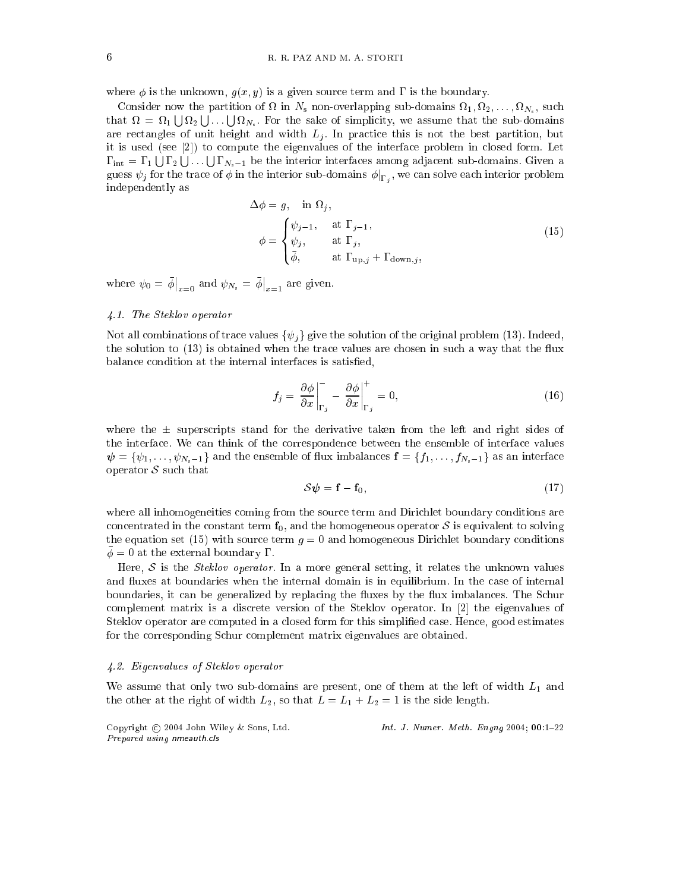where $\phi$ is the unknown, $g(x, y)$ is a given source term and $\Gamma$ is the boundary.

Consider now the partition of $\Omega$ in $N_s$ non-overlapping sub-domains $\Omega_1, \Omega_2, \ldots, \Omega_{N_s}$, such that $\Omega = \Omega_1 \bigcup \Omega_2 \bigcup \ldots \bigcup \Omega_{N_s}$. For the sake of simplicity, we assume that the sub-domains are rectangles of unit height and width $L_j$. In practice this is not the best partition, but it is used (see [2]) to compute the eigenvalues of the interface problem in closed form. Let $\Gamma_{\text{int}} = \Gamma_1 \bigcup \Gamma_2 \bigcup \ldots \bigcup \Gamma_{N_s-1}$ be the interior interfaces among adjacent sub-domains. Given a guess $\psi_j$ for the trace of $\phi$ in the interior sub-domains $\phi|_{\Gamma_j}$, we can solve each interior problem independently as

$$
\begin{aligned}
&\Delta\phi = g, \quad \text{in } \Omega_j, \\
&\phi = \begin{cases} \psi_{j-1}, & \text{at } \Gamma_{j-1}, \\ \psi_j, & \text{at } \Gamma_j, \\ \bar{\phi}, & \text{at } \Gamma_{\text{up},j} + \Gamma_{\text{down},j}, \end{cases}
\end{aligned}
\tag{15}
$$

where $\psi_0 = \bar{\phi}\big|_{x=0}$ and $\psi_{N_s} = \bar{\phi}\big|_{x=1}$ are given.

### 4.1. The Steklov operator

Not all combinations of trace values $\{\psi_j\}$ give the solution of the original problem (13). Indeed, the solution to (13) is obtained when the trace values are chosen in such a way that the flux balance condition at the internal interfaces is satisfied,

$$
f_j = \left.\frac{\partial\phi}{\partial x}\right|_{\Gamma_j}^{-} - \left.\frac{\partial\phi}{\partial x}\right|_{\Gamma_j}^{+} = 0,
\tag{16}
$$

where the $\pm$ superscripts stand for the derivative taken from the left and right sides of the interface. We can think of the correspondence between the ensemble of interface values $\boldsymbol{\psi} = \{\psi_1, \ldots, \psi_{N_s-1}\}$ and the ensemble of flux imbalances $\mathbf{f} = \{f_1, \ldots, f_{N_s-1}\}$ as an interface operator $\mathcal{S}$ such that

$$
\mathcal{S}\boldsymbol{\psi} = \mathbf{f} - \mathbf{f}_0,
\tag{17}
$$

where all inhomogeneities coming from the source term and Dirichlet boundary conditions are concentrated in the constant term $\mathbf{f}_0$, and the homogeneous operator $\mathcal{S}$ is equivalent to solving the equation set (15) with source term $g = 0$ and homogeneous Dirichlet boundary conditions $\bar{\phi} = 0$ at the external boundary $\Gamma$.

Here, $\mathcal{S}$ is the *Steklov operator*. In a more general setting, it relates the unknown values and fluxes at boundaries when the internal domain is in equilibrium. In the case of internal boundaries, it can be generalized by replacing the fluxes by the flux imbalances. The Schur complement matrix is a discrete version of the Steklov operator. In [2] the eigenvalues of Steklov operator are computed in a closed form for this simplified case. Hence, good estimates for the corresponding Schur complement matrix eigenvalues are obtained.

### 4.2. Eigenvalues of Steklov operator

We assume that only two sub-domains are present, one of them at the left of width $L_1$ and the other at the right of width $L_2$, so that $L = L_1 + L_2 = 1$ is the side length.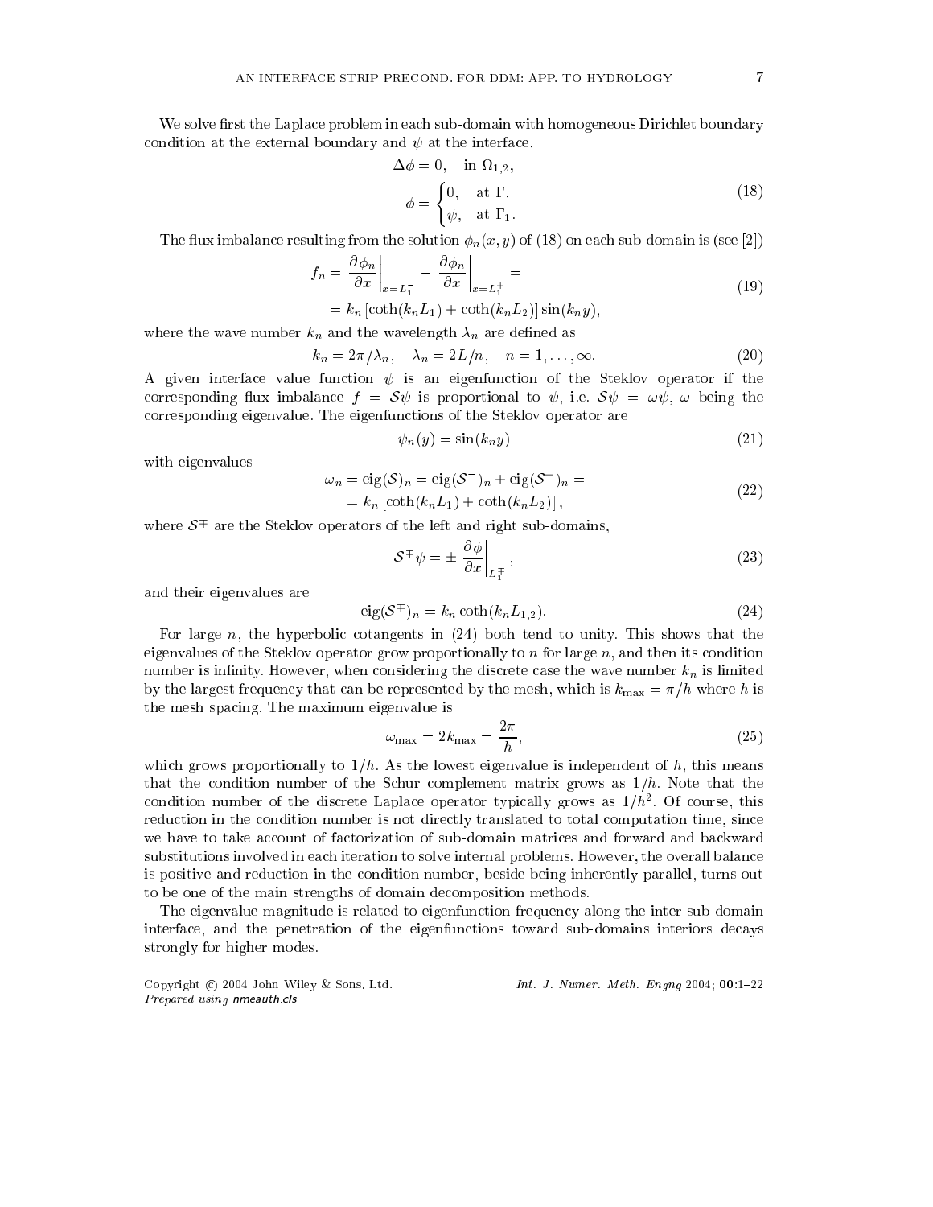We solve first the Laplace problem in each sub-domain with homogeneous Dirichlet boundary condition at the external boundary and $\psi$ at the interface,

$$
\begin{aligned}
\Delta\phi &= 0, \quad \text{in } \Omega_{1,2}, \\
\phi &= \begin{cases} 0, & \text{at } \Gamma, \\ \psi, & \text{at } \Gamma_1. \end{cases}
\end{aligned}
\tag{18}
$$

The flux imbalance resulting from the solution $\phi_n(x, y)$ of (18) on each sub-domain is (see [2])

$$
\begin{aligned}
f_n = \left. \frac{\partial \phi_n}{\partial x} \right|_{x=L_1^-} - \left. \frac{\partial \phi_n}{\partial x} \right|_{x=L_1^+} &= \\
= k_n \left[\coth(k_n L_1) + \coth(k_n L_2)\right] \sin(k_n y),&
\end{aligned}
\tag{19}
$$

where the wave number $k_n$ and the wavelength $\lambda_n$ are defined as

$$
k_n = 2\pi/\lambda_n, \quad \lambda_n = 2L/n, \quad n = 1, \ldots, \infty. \tag{20}
$$

A given interface value function $\psi$ is an eigenfunction of the Steklov operator if the corresponding flux imbalance $f = \mathcal{S}\psi$ is proportional to $\psi$, i.e. $\mathcal{S}\psi = \omega\psi$, $\omega$ being the corresponding eigenvalue. The eigenfunctions of the Steklov operator are

$$
\psi_n(y) = \sin(k_n y) \tag{21}
$$

with eigenvalues

$$
\begin{aligned}
\omega_n = \text{eig}(\mathcal{S})_n = \text{eig}(\mathcal{S}^-)_n + \text{eig}(\mathcal{S}^+)_n &= \\
= k_n \left[\coth(k_n L_1) + \coth(k_n L_2)\right],&
\end{aligned}
\tag{22}
$$

where $\mathcal{S}^{\mp}$ are the Steklov operators of the left and right sub-domains,

$$
\mathcal{S}^{\mp}\psi = \pm \left. \frac{\partial \phi}{\partial x} \right|_{L_1^{\mp}}, \tag{23}
$$

and their eigenvalues are

$$
\text{eig}(\mathcal{S}^{\mp})_n = k_n \coth(k_n L_{1,2}). \tag{24}
$$

For large $n$, the hyperbolic cotangents in (24) both tend to unity. This shows that the eigenvalues of the Steklov operator grow proportionally to $n$ for large $n$, and then its condition number is infinity. However, when considering the discrete case the wave number $k_n$ is limited by the largest frequency that can be represented by the mesh, which is $k_{\max} = \pi/h$ where $h$ is the mesh spacing. The maximum eigenvalue is

$$
\omega_{\max} = 2k_{\max} = \frac{2\pi}{h}, \tag{25}
$$

which grows proportionally to $1/h$. As the lowest eigenvalue is independent of $h$, this means that the condition number of the Schur complement matrix grows as $1/h$. Note that the condition number of the discrete Laplace operator typically grows as $1/h^2$. Of course, this reduction in the condition number is not directly translated to total computation time, since we have to take account of factorization of sub-domain matrices and forward and backward substitutions involved in each iteration to solve internal problems. However, the overall balance is positive and reduction in the condition number, beside being inherently parallel, turns out to be one of the main strengths of domain decomposition methods.

The eigenvalue magnitude is related to eigenfunction frequency along the inter-sub-domain interface, and the penetration of the eigenfunctions toward sub-domains interiors decays strongly for higher modes.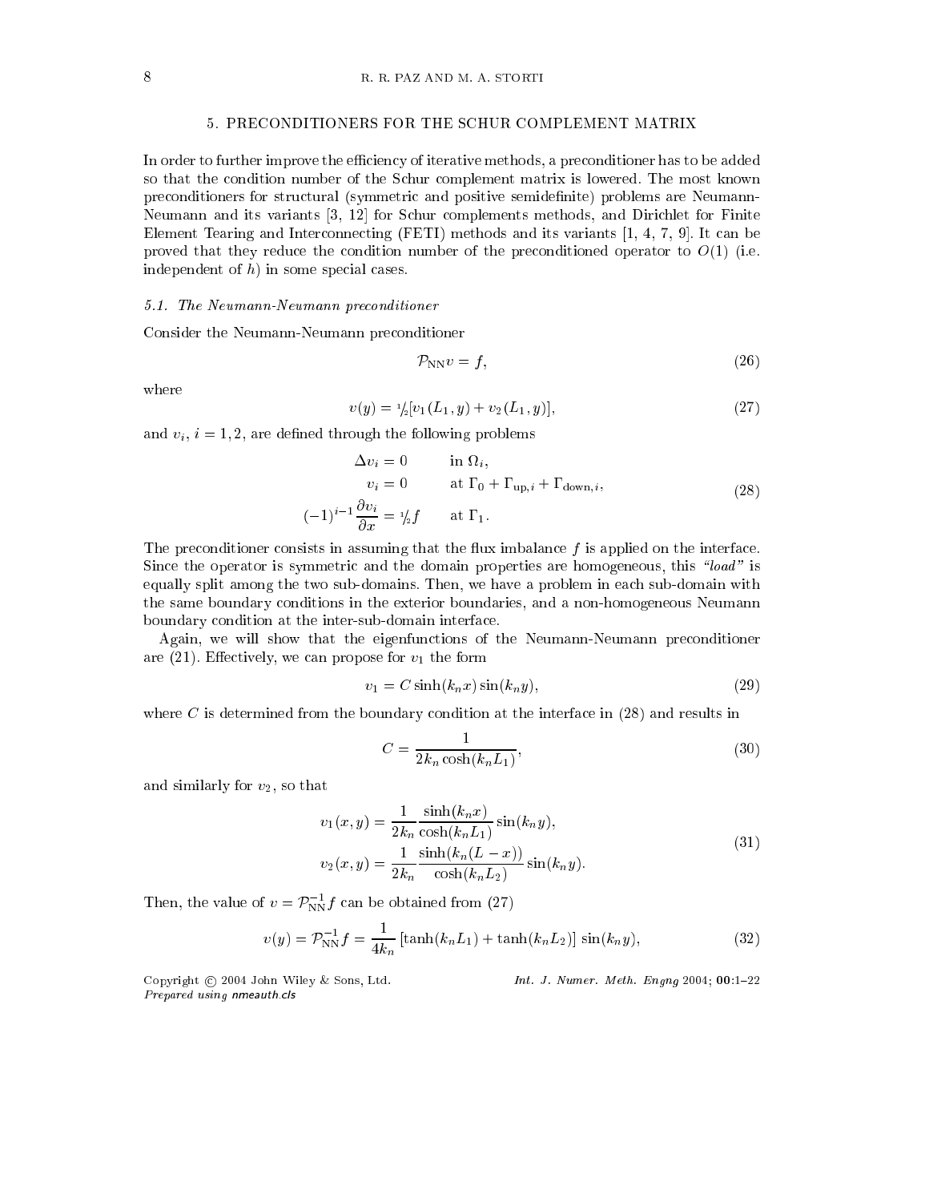## 5. PRECONDITIONERS FOR THE SCHUR COMPLEMENT MATRIX

In order to further improve the efficiency of iterative methods, a preconditioner has to be added so that the condition number of the Schur complement matrix is lowered. The most known preconditioners for structural (symmetric and positive semidefinite) problems are Neumann-Neumann and its variants [3, 12] for Schur complements methods, and Dirichlet for Finite Element Tearing and Interconnecting (FETI) methods and its variants [1, 4, 7, 9]. It can be proved that they reduce the condition number of the preconditioned operator to $O(1)$ (i.e. independent of $h$) in some special cases.

### 5.1. *The Neumann-Neumann preconditioner*

Consider the Neumann-Neumann preconditioner

$$\mathcal{P}_{\rm NN} v = f, \tag{26}$$

where

$$v(y) = {}^1\!/\!_2[v_1(L_1, y) + v_2(L_1, y)], \tag{27}$$

and $v_i$, $i = 1, 2$, are defined through the following problems

$$\begin{aligned}
\Delta v_i &= 0 && \text{in } \Omega_i, \\
v_i &= 0 && \text{at } \Gamma_0 + \Gamma_{{\rm up},i} + \Gamma_{{\rm down},i}, \\
(-1)^{i-1}\frac{\partial v_i}{\partial x} &= {}^1\!/\!_2 f && \text{at } \Gamma_1.
\end{aligned} \tag{28}$$

The preconditioner consists in assuming that the flux imbalance $f$ is applied on the interface. Since the operator is symmetric and the domain properties are homogeneous, this *"load"* is equally split among the two sub-domains. Then, we have a problem in each sub-domain with the same boundary conditions in the exterior boundaries, and a non-homogeneous Neumann boundary condition at the inter-sub-domain interface.

Again, we will show that the eigenfunctions of the Neumann-Neumann preconditioner are (21). Effectively, we can propose for $v_1$ the form

$$v_1 = C \sinh(k_n x) \sin(k_n y), \tag{29}$$

where $C$ is determined from the boundary condition at the interface in (28) and results in

$$C = \frac{1}{2k_n \cosh(k_n L_1)}, \tag{30}$$

and similarly for $v_2$, so that

$$\begin{aligned}
v_1(x, y) &= \frac{1}{2k_n} \frac{\sinh(k_n x)}{\cosh(k_n L_1)} \sin(k_n y), \\
v_2(x, y) &= \frac{1}{2k_n} \frac{\sinh(k_n (L - x))}{\cosh(k_n L_2)} \sin(k_n y).
\end{aligned} \tag{31}$$

Then, the value of $v = \mathcal{P}_{\rm NN}^{-1} f$ can be obtained from (27)

$$v(y) = \mathcal{P}_{\rm NN}^{-1} f = \frac{1}{4k_n} \left[\tanh(k_n L_1) + \tanh(k_n L_2)\right] \sin(k_n y), \tag{32}$$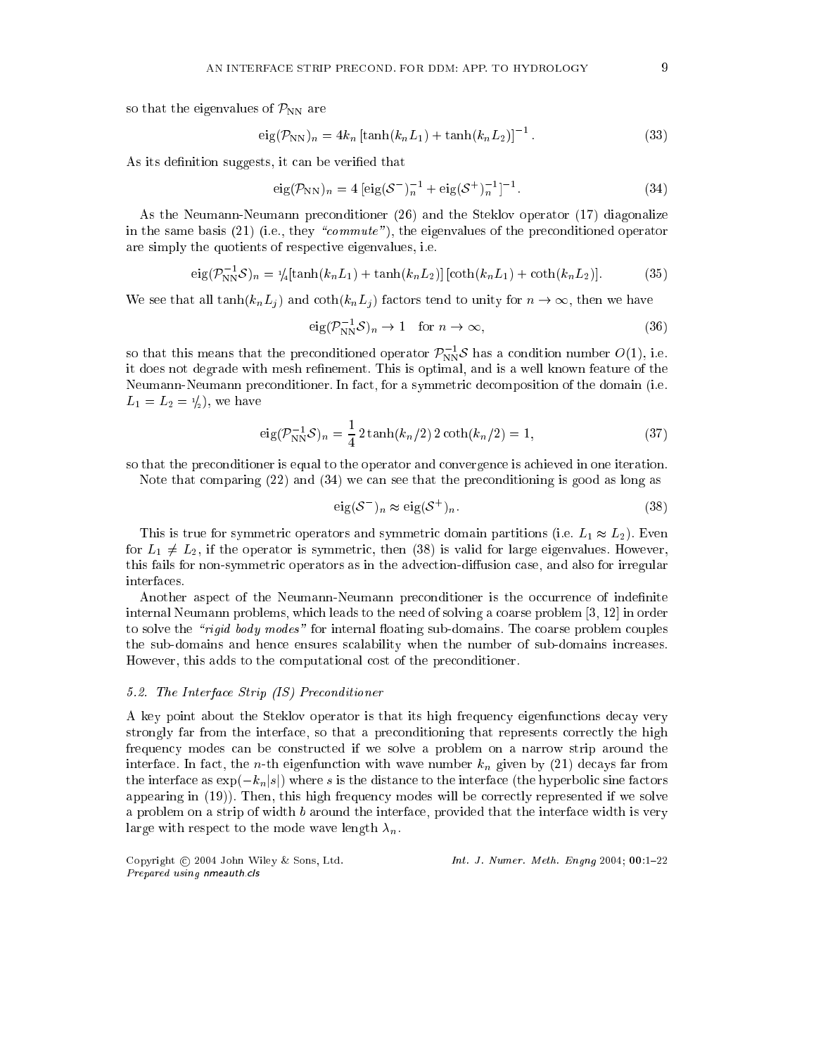so that the eigenvalues of $\mathcal{P}_{\rm NN}$ are

$$\mathrm{eig}(\mathcal{P}_{\rm NN})_n = 4k_n \left[\tanh(k_n L_1) + \tanh(k_n L_2)\right]^{-1}. \tag{33}$$

As its definition suggests, it can be verified that

$$\mathrm{eig}(\mathcal{P}_{\rm NN})_n = 4 \left[\mathrm{eig}(\mathcal{S}^-)_n^{-1} + \mathrm{eig}(\mathcal{S}^+)_n^{-1}\right]^{-1}. \tag{34}$$

As the Neumann-Neumann preconditioner (26) and the Steklov operator (17) diagonalize in the same basis (21) (i.e., they *"commute"*), the eigenvalues of the preconditioned operator are simply the quotients of respective eigenvalues, i.e.

$$\mathrm{eig}(\mathcal{P}_{\rm NN}^{-1}\mathcal{S})_n = {}^1\!/_4[\tanh(k_n L_1) + \tanh(k_n L_2)]\,[\coth(k_n L_1) + \coth(k_n L_2)]. \tag{35}$$

We see that all $\tanh(k_n L_j)$ and $\coth(k_n L_j)$ factors tend to unity for $n \to \infty$, then we have

$$\mathrm{eig}(\mathcal{P}_{\rm NN}^{-1}\mathcal{S})_n \to 1 \quad \text{for } n \to \infty, \tag{36}$$

so that this means that the preconditioned operator $\mathcal{P}_{\rm NN}^{-1}\mathcal{S}$ has a condition number $O(1)$, i.e. it does not degrade with mesh refinement. This is optimal, and is a well known feature of the Neumann-Neumann preconditioner. In fact, for a symmetric decomposition of the domain (i.e. $L_1 = L_2 = {}^1\!/_2$), we have

$$\mathrm{eig}(\mathcal{P}_{\rm NN}^{-1}\mathcal{S})_n = \frac{1}{4}\, 2\tanh(k_n/2)\, 2\coth(k_n/2) = 1, \tag{37}$$

so that the preconditioner is equal to the operator and convergence is achieved in one iteration.

Note that comparing (22) and (34) we can see that the preconditioning is good as long as

$$\mathrm{eig}(\mathcal{S}^-)_n \approx \mathrm{eig}(\mathcal{S}^+)_n. \tag{38}$$

This is true for symmetric operators and symmetric domain partitions (i.e. $L_1 \approx L_2$). Even for $L_1 \neq L_2$, if the operator is symmetric, then (38) is valid for large eigenvalues. However, this fails for non-symmetric operators as in the advection-diffusion case, and also for irregular interfaces.

Another aspect of the Neumann-Neumann preconditioner is the occurrence of indefinite internal Neumann problems, which leads to the need of solving a coarse problem [3, 12] in order to solve the *"rigid body modes"* for internal floating sub-domains. The coarse problem couples the sub-domains and hence ensures scalability when the number of sub-domains increases. However, this adds to the computational cost of the preconditioner.

### 5.2. The Interface Strip (IS) Preconditioner

A key point about the Steklov operator is that its high frequency eigenfunctions decay very strongly far from the interface, so that a preconditioning that represents correctly the high frequency modes can be constructed if we solve a problem on a narrow strip around the interface. In fact, the $n$-th eigenfunction with wave number $k_n$ given by (21) decays far from the interface as $\exp(-k_n|s|)$ where $s$ is the distance to the interface (the hyperbolic sine factors appearing in (19)). Then, this high frequency modes will be correctly represented if we solve a problem on a strip of width $b$ around the interface, provided that the interface width is very large with respect to the mode wave length $\lambda_n$.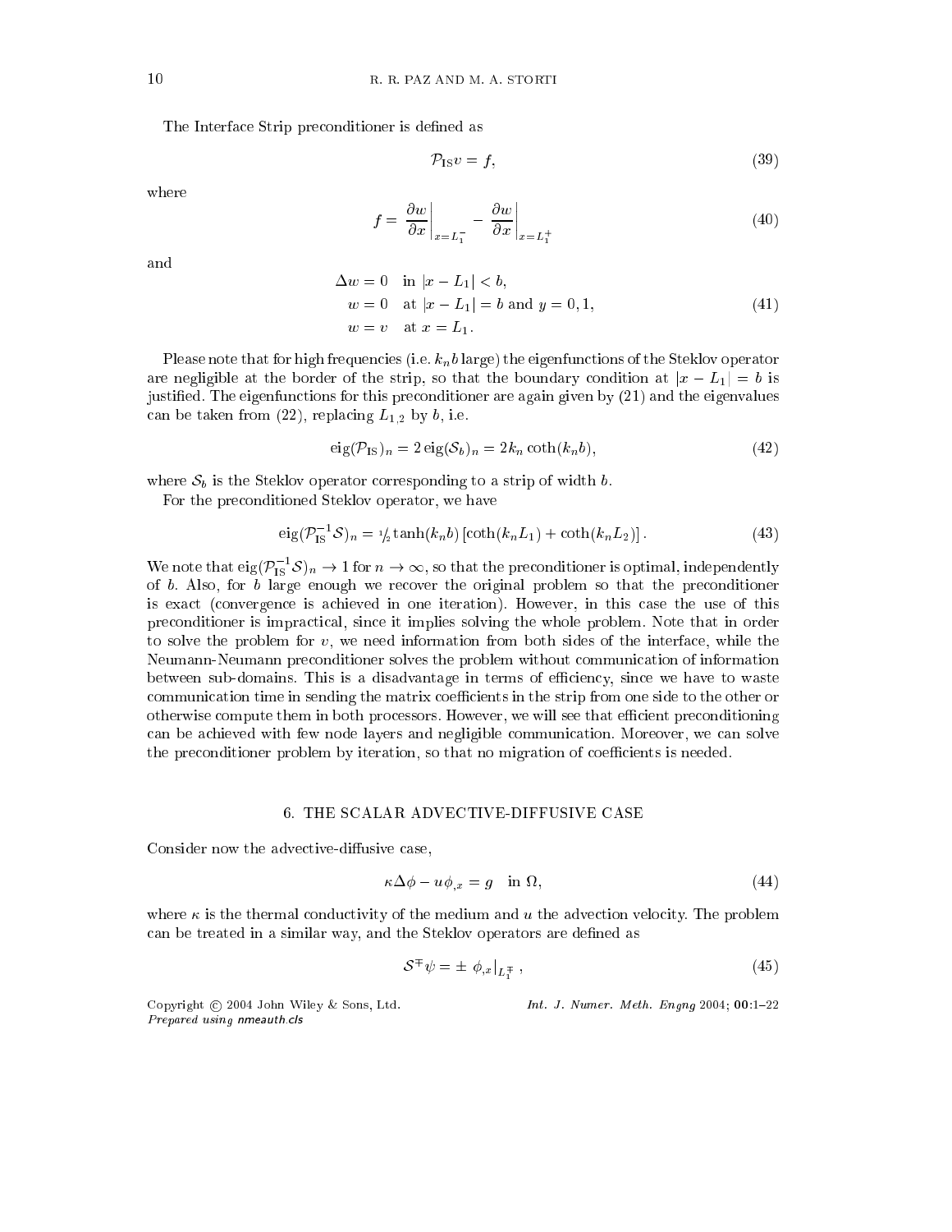The Interface Strip preconditioner is defined as

$$\mathcal{P}_{\rm IS} v = f, \tag{39}$$

where

$$f = \left.\frac{\partial w}{\partial x}\right|_{x=L_1^-} - \left.\frac{\partial w}{\partial x}\right|_{x=L_1^+} \tag{40}$$

and

$$\begin{aligned} \Delta w &= 0 \quad \text{in } |x - L_1| < b, \\ w &= 0 \quad \text{at } |x - L_1| = b \text{ and } y = 0, 1, \\ w &= v \quad \text{at } x = L_1. \end{aligned} \tag{41}$$

Please note that for high frequencies (i.e. $k_n b$ large) the eigenfunctions of the Steklov operator are negligible at the border of the strip, so that the boundary condition at $|x - L_1| = b$ is justified. The eigenfunctions for this preconditioner are again given by (21) and the eigenvalues can be taken from (22), replacing $L_{1,2}$ by $b$, i.e.

$$\operatorname{eig}(\mathcal{P}_{\rm IS})_n = 2 \operatorname{eig}(\mathcal{S}_b)_n = 2 k_n \coth(k_n b), \tag{42}$$

where $\mathcal{S}_b$ is the Steklov operator corresponding to a strip of width $b$.

For the preconditioned Steklov operator, we have

$$\operatorname{eig}(\mathcal{P}_{\rm IS}^{-1}\mathcal{S})_n = {}^1\!/\!_2 \tanh(k_n b) \left[\coth(k_n L_1) + \coth(k_n L_2)\right]. \tag{43}$$

We note that $\operatorname{eig}(\mathcal{P}_{\rm IS}^{-1}\mathcal{S})_n \to 1$ for $n \to \infty$, so that the preconditioner is optimal, independently of $b$. Also, for $b$ large enough we recover the original problem so that the preconditioner is exact (convergence is achieved in one iteration). However, in this case the use of this preconditioner is impractical, since it implies solving the whole problem. Note that in order to solve the problem for $v$, we need information from both sides of the interface, while the Neumann-Neumann preconditioner solves the problem without communication of information between sub-domains. This is a disadvantage in terms of efficiency, since we have to waste communication time in sending the matrix coefficients in the strip from one side to the other or otherwise compute them in both processors. However, we will see that efficient preconditioning can be achieved with few node layers and negligible communication. Moreover, we can solve the preconditioner problem by iteration, so that no migration of coefficients is needed.

## 6. THE SCALAR ADVECTIVE-DIFFUSIVE CASE

Consider now the advective-diffusive case,

$$\kappa \Delta \phi - u \phi_{,x} = g \quad \text{in } \Omega, \tag{44}$$

where $\kappa$ is the thermal conductivity of the medium and $u$ the advection velocity. The problem can be treated in a similar way, and the Steklov operators are defined as

$$\mathcal{S}^{\mp} \psi = \pm \left. \phi_{,x} \right|_{L_1^{\mp}}, \tag{45}$$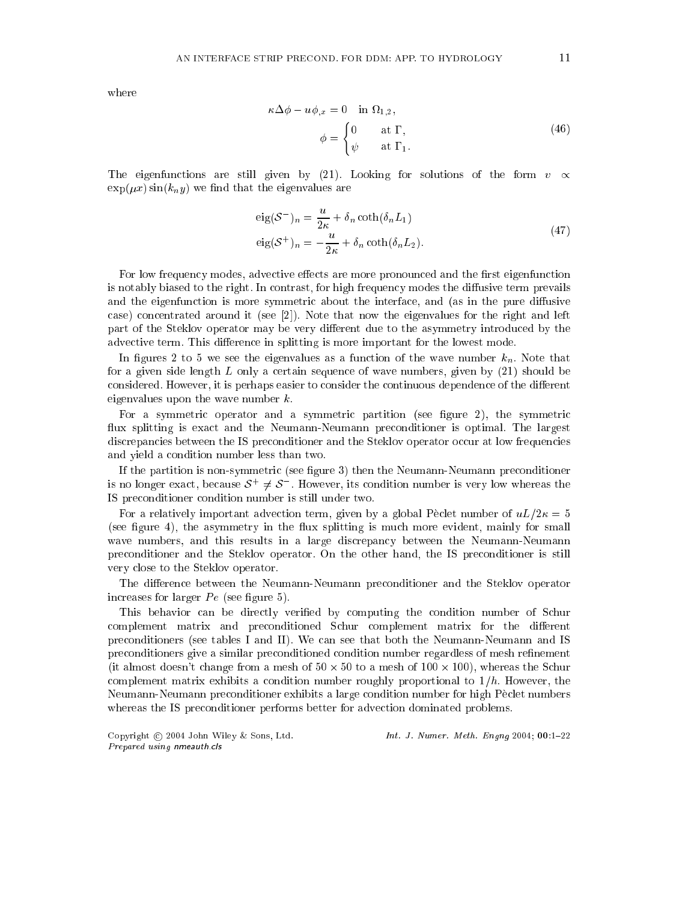where

$$
\begin{aligned}
\kappa \Delta \phi - u \phi_{,x} &= 0 \quad \text{in } \Omega_{1,2}, \\
\phi &= \begin{cases} 0 & \text{at } \Gamma, \\ \psi & \text{at } \Gamma_1. \end{cases}
\end{aligned}
\tag{46}
$$

The eigenfunctions are still given by (21). Looking for solutions of the form $v \propto \exp(\mu x) \sin(k_n y)$ we find that the eigenvalues are

$$
\begin{aligned}
\text{eig}(\mathcal{S}^-)_n &= \frac{u}{2\kappa} + \delta_n \coth(\delta_n L_1) \\
\text{eig}(\mathcal{S}^+)_n &= -\frac{u}{2\kappa} + \delta_n \coth(\delta_n L_2).
\end{aligned}
\tag{47}
$$

For low frequency modes, advective effects are more pronounced and the first eigenfunction is notably biased to the right. In contrast, for high frequency modes the diffusive term prevails and the eigenfunction is more symmetric about the interface, and (as in the pure diffusive case) concentrated around it (see [2]). Note that now the eigenvalues for the right and left part of the Steklov operator may be very different due to the asymmetry introduced by the advective term. This difference in splitting is more important for the lowest mode.

In figures 2 to 5 we see the eigenvalues as a function of the wave number $k_n$. Note that for a given side length $L$ only a certain sequence of wave numbers, given by (21) should be considered. However, it is perhaps easier to consider the continuous dependence of the different eigenvalues upon the wave number $k$.

For a symmetric operator and a symmetric partition (see figure 2), the symmetric flux splitting is exact and the Neumann-Neumann preconditioner is optimal. The largest discrepancies between the IS preconditioner and the Steklov operator occur at low frequencies and yield a condition number less than two.

If the partition is non-symmetric (see figure 3) then the Neumann-Neumann preconditioner is no longer exact, because $\mathcal{S}^+ \neq \mathcal{S}^-$. However, its condition number is very low whereas the IS preconditioner condition number is still under two.

For a relatively important advection term, given by a global Pèclet number of $uL/2\kappa = 5$ (see figure 4), the asymmetry in the flux splitting is much more evident, mainly for small wave numbers, and this results in a large discrepancy between the Neumann-Neumann preconditioner and the Steklov operator. On the other hand, the IS preconditioner is still very close to the Steklov operator.

The difference between the Neumann-Neumann preconditioner and the Steklov operator increases for larger $Pe$ (see figure 5).

This behavior can be directly verified by computing the condition number of Schur complement matrix and preconditioned Schur complement matrix for the different preconditioners (see tables I and II). We can see that both the Neumann-Neumann and IS preconditioners give a similar preconditioned condition number regardless of mesh refinement (it almost doesn't change from a mesh of $50 \times 50$ to a mesh of $100 \times 100$), whereas the Schur complement matrix exhibits a condition number roughly proportional to $1/h$. However, the Neumann-Neumann preconditioner exhibits a large condition number for high Pèclet numbers whereas the IS preconditioner performs better for advection dominated problems.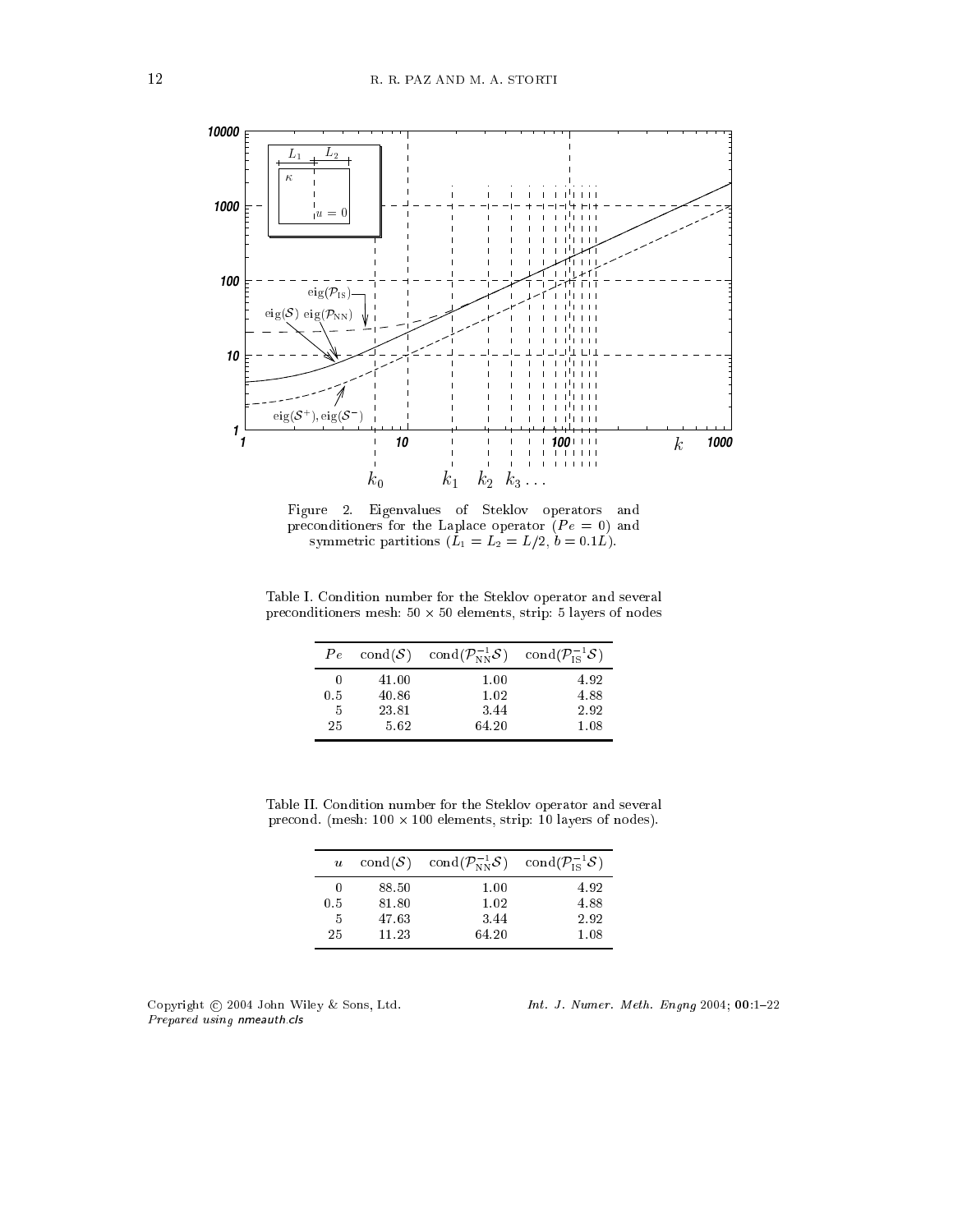Figure 2. Eigenvalues of Steklov operators and preconditioners for the Laplace operator ($Pe = 0$) and symmetric partitions ($L_1 = L_2 = L/2$, $b = 0.1L$).

Table I. Condition number for the Steklov operator and several preconditioners mesh: $50 \times 50$ elements, strip: 5 layers of nodes

| $Pe$ | $\mathrm{cond}(\mathcal{S})$ | $\mathrm{cond}(\mathcal{P}_{\mathrm{NN}}^{-1}\mathcal{S})$ | $\mathrm{cond}(\mathcal{P}_{\mathrm{IS}}^{-1}\mathcal{S})$ |
|---|---|---|---|
| 0 | 41.00 | 1.00 | 4.92 |
| 0.5 | 40.86 | 1.02 | 4.88 |
| 5 | 23.81 | 3.44 | 2.92 |
| 25 | 5.62 | 64.20 | 1.08 |

Table II. Condition number for the Steklov operator and several precond. (mesh: $100 \times 100$ elements, strip: 10 layers of nodes).

| $u$ | $\mathrm{cond}(\mathcal{S})$ | $\mathrm{cond}(\mathcal{P}_{\mathrm{NN}}^{-1}\mathcal{S})$ | $\mathrm{cond}(\mathcal{P}_{\mathrm{IS}}^{-1}\mathcal{S})$ |
|---|---|---|---|
| 0 | 88.50 | 1.00 | 4.92 |
| 0.5 | 81.80 | 1.02 | 4.88 |
| 5 | 47.63 | 3.44 | 2.92 |
| 25 | 11.23 | 64.20 | 1.08 |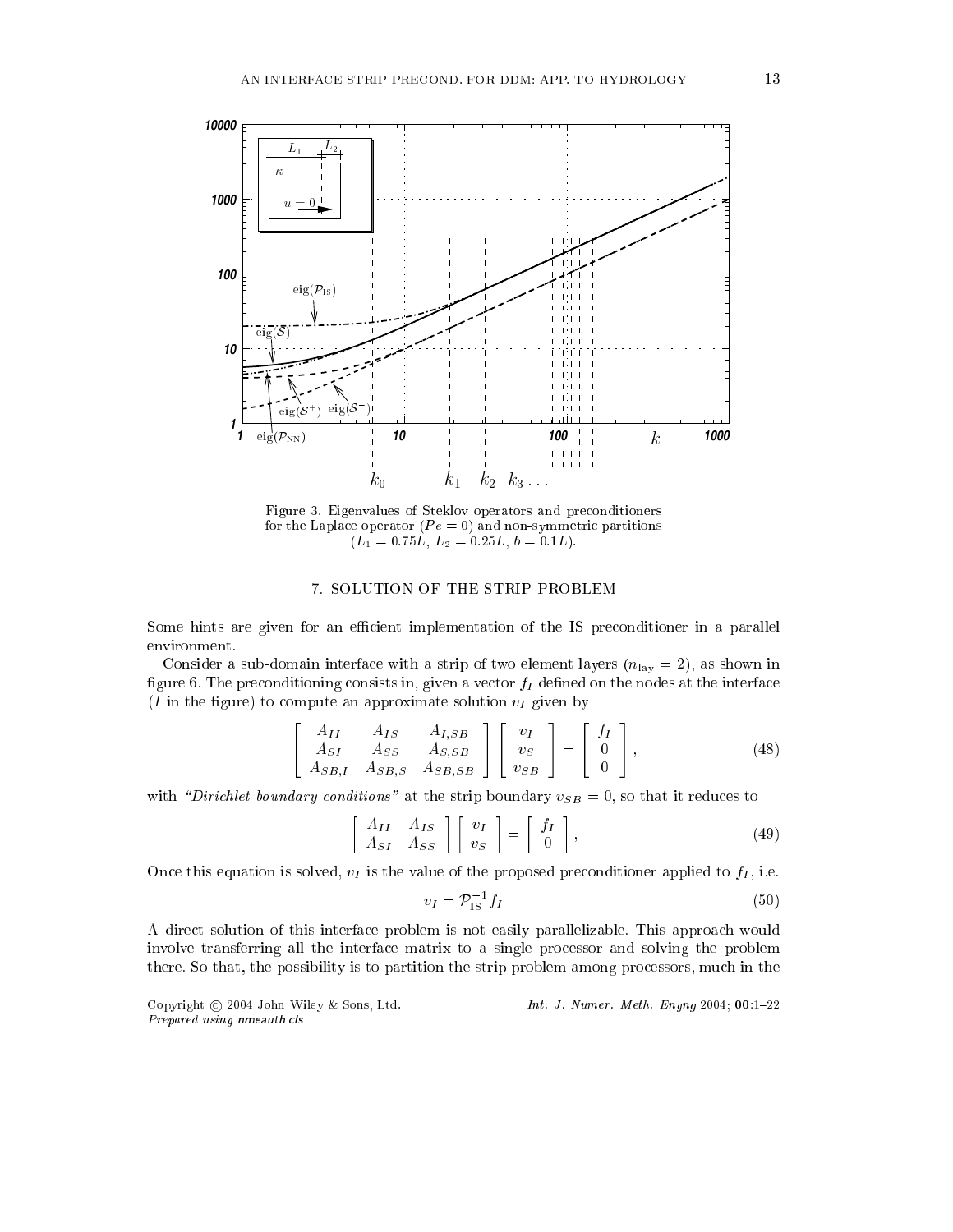Figure 3. Eigenvalues of Steklov operators and preconditioners for the Laplace operator ($Pe = 0$) and non-symmetric partitions ($L_1 = 0.75L$, $L_2 = 0.25L$, $b = 0.1L$).

## 7. SOLUTION OF THE STRIP PROBLEM

Some hints are given for an efficient implementation of the IS preconditioner in a parallel environment.

Consider a sub-domain interface with a strip of two element layers ($n_{\rm lay} = 2$), as shown in figure 6. The preconditioning consists in, given a vector $f_I$ defined on the nodes at the interface ($I$ in the figure) to compute an approximate solution $v_I$ given by

$$\begin{bmatrix} A_{II} & A_{IS} & A_{I,SB} \\ A_{SI} & A_{SS} & A_{S,SB} \\ A_{SB,I} & A_{SB,S} & A_{SB,SB} \end{bmatrix} \begin{bmatrix} v_I \\ v_S \\ v_{SB} \end{bmatrix} = \begin{bmatrix} f_I \\ 0 \\ 0 \end{bmatrix}, \tag{48}$$

with *"Dirichlet boundary conditions"* at the strip boundary $v_{SB} = 0$, so that it reduces to

$$\begin{bmatrix} A_{II} & A_{IS} \\ A_{SI} & A_{SS} \end{bmatrix} \begin{bmatrix} v_I \\ v_S \end{bmatrix} = \begin{bmatrix} f_I \\ 0 \end{bmatrix}, \tag{49}$$

Once this equation is solved, $v_I$ is the value of the proposed preconditioner applied to $f_I$, i.e.

$$v_I = \mathcal{P}_{\rm IS}^{-1} f_I \tag{50}$$

A direct solution of this interface problem is not easily parallelizable. This approach would involve transferring all the interface matrix to a single processor and solving the problem there. So that, the possibility is to partition the strip problem among processors, much in the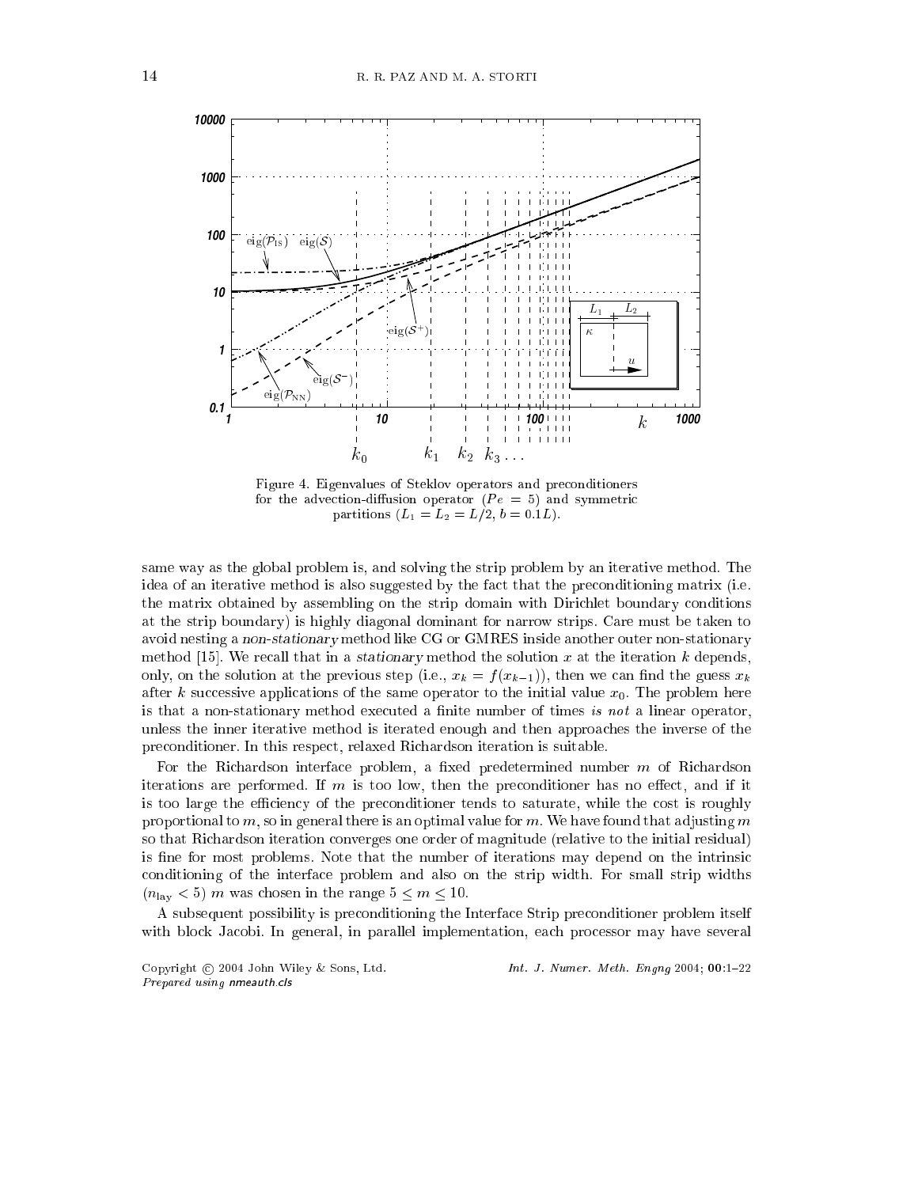Figure 4. Eigenvalues of Steklov operators and preconditioners for the advection-diffusion operator ($Pe = 5$) and symmetric partitions ($L_1 = L_2 = L/2$, $b = 0.1L$).

same way as the global problem is, and solving the strip problem by an iterative method. The idea of an iterative method is also suggested by the fact that the preconditioning matrix (i.e. the matrix obtained by assembling on the strip domain with Dirichlet boundary conditions at the strip boundary) is highly diagonal dominant for narrow strips. Care must be taken to avoid nesting a *non-stationary* method like CG or GMRES inside another outer non-stationary method [15]. We recall that in a *stationary* method the solution $x$ at the iteration $k$ depends, only, on the solution at the previous step (i.e., $x_k = f(x_{k-1})$), then we can find the guess $x_k$ after $k$ successive applications of the same operator to the initial value $x_0$. The problem here is that a non-stationary method executed a finite number of times *is not* a linear operator, unless the inner iterative method is iterated enough and then approaches the inverse of the preconditioner. In this respect, relaxed Richardson iteration is suitable.

For the Richardson interface problem, a fixed predetermined number $m$ of Richardson iterations are performed. If $m$ is too low, then the preconditioner has no effect, and if it is too large the efficiency of the preconditioner tends to saturate, while the cost is roughly proportional to $m$, so in general there is an optimal value for $m$. We have found that adjusting $m$ so that Richardson iteration converges one order of magnitude (relative to the initial residual) is fine for most problems. Note that the number of iterations may depend on the intrinsic conditioning of the interface problem and also on the strip width. For small strip widths ($n_{\text{lay}} < 5$) $m$ was chosen in the range $5 \leq m \leq 10$.

A subsequent possibility is preconditioning the Interface Strip preconditioner problem itself with block Jacobi. In general, in parallel implementation, each processor may have several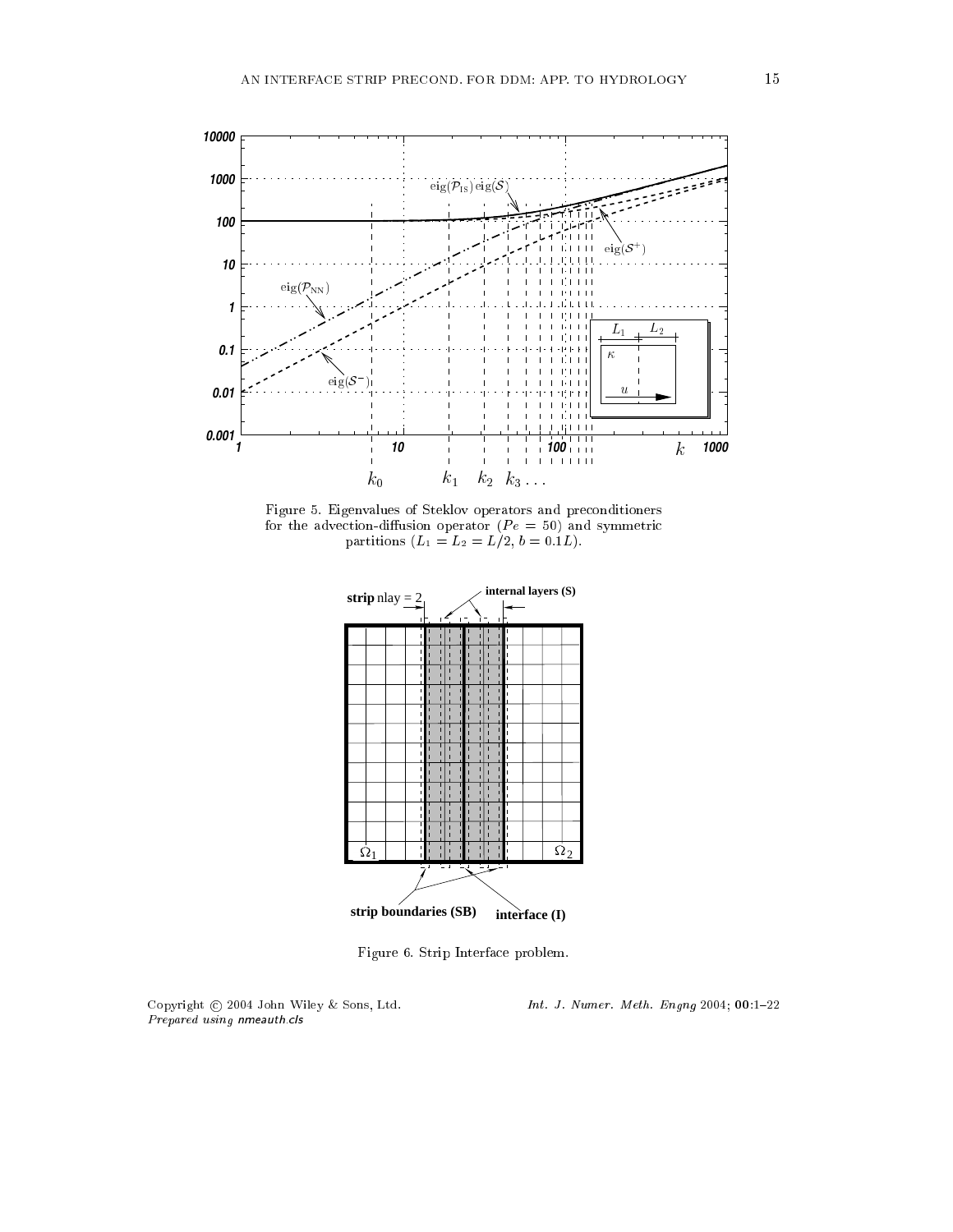Figure 5. Eigenvalues of Steklov operators and preconditioners for the advection-diffusion operator ($Pe = 50$) and symmetric partitions ($L_1 = L_2 = L/2$, $b = 0.1L$).

Figure 6. Strip Interface problem.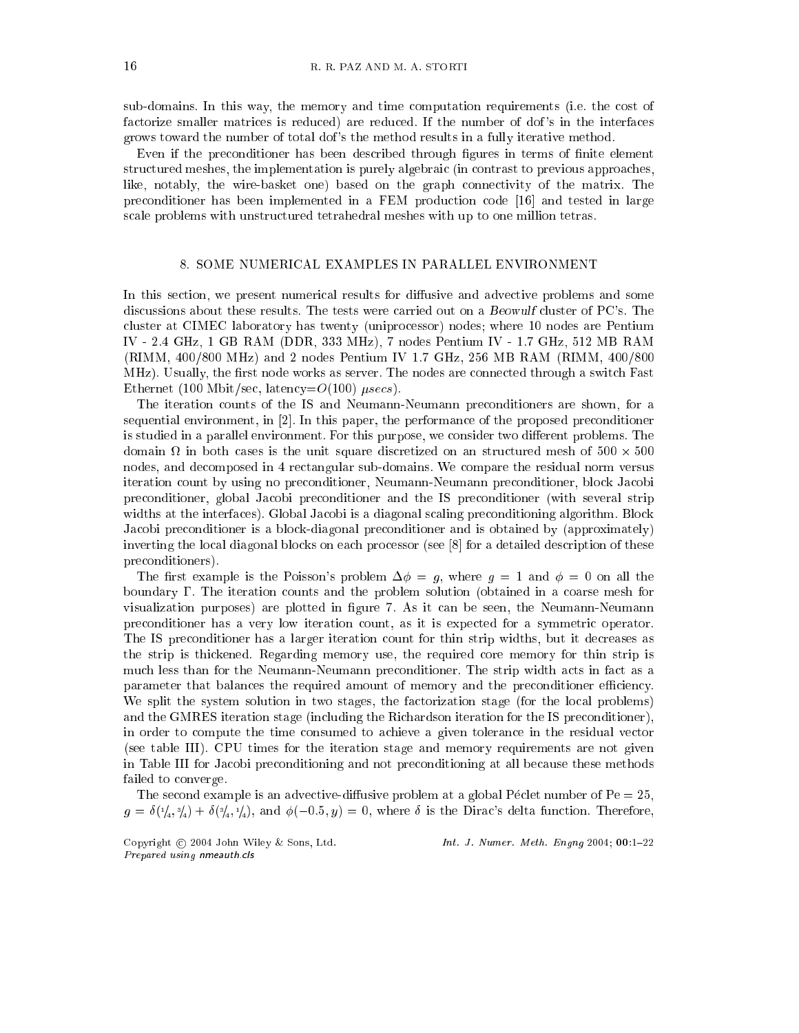sub-domains. In this way, the memory and time computation requirements (i.e. the cost of factorize smaller matrices is reduced) are reduced. If the number of dof's in the interfaces grows toward the number of total dof's the method results in a fully iterative method.

Even if the preconditioner has been described through figures in terms of finite element structured meshes, the implementation is purely algebraic (in contrast to previous approaches, like, notably, the wire-basket one) based on the graph connectivity of the matrix. The preconditioner has been implemented in a FEM production code [16] and tested in large scale problems with unstructured tetrahedral meshes with up to one million tetras.

## 8. SOME NUMERICAL EXAMPLES IN PARALLEL ENVIRONMENT

In this section, we present numerical results for diffusive and advective problems and some discussions about these results. The tests were carried out on a *Beowulf* cluster of PC's. The cluster at CIMEC laboratory has twenty (uniprocessor) nodes; where 10 nodes are Pentium IV - 2.4 GHz, 1 GB RAM (DDR, 333 MHz), 7 nodes Pentium IV - 1.7 GHz, 512 MB RAM (RIMM, 400/800 MHz) and 2 nodes Pentium IV 1.7 GHz, 256 MB RAM (RIMM, 400/800 MHz). Usually, the first node works as server. The nodes are connected through a switch Fast Ethernet (100 Mbit/sec, latency=$O(100)$ $\mu secs$).

The iteration counts of the IS and Neumann-Neumann preconditioners are shown, for a sequential environment, in [2]. In this paper, the performance of the proposed preconditioner is studied in a parallel environment. For this purpose, we consider two different problems. The domain $\Omega$ in both cases is the unit square discretized on an structured mesh of $500 \times 500$ nodes, and decomposed in 4 rectangular sub-domains. We compare the residual norm versus iteration count by using no preconditioner, Neumann-Neumann preconditioner, block Jacobi preconditioner, global Jacobi preconditioner and the IS preconditioner (with several strip widths at the interfaces). Global Jacobi is a diagonal scaling preconditioning algorithm. Block Jacobi preconditioner is a block-diagonal preconditioner and is obtained by (approximately) inverting the local diagonal blocks on each processor (see [8] for a detailed description of these preconditioners).

The first example is the Poisson's problem $\Delta\phi = g$, where $g = 1$ and $\phi = 0$ on all the boundary $\Gamma$. The iteration counts and the problem solution (obtained in a coarse mesh for visualization purposes) are plotted in figure 7. As it can be seen, the Neumann-Neumann preconditioner has a very low iteration count, as it is expected for a symmetric operator. The IS preconditioner has a larger iteration count for thin strip widths, but it decreases as the strip is thickened. Regarding memory use, the required core memory for thin strip is much less than for the Neumann-Neumann preconditioner. The strip width acts in fact as a parameter that balances the required amount of memory and the preconditioner efficiency. We split the system solution in two stages, the factorization stage (for the local problems) and the GMRES iteration stage (including the Richardson iteration for the IS preconditioner), in order to compute the time consumed to achieve a given tolerance in the residual vector (see table III). CPU times for the iteration stage and memory requirements are not given in Table III for Jacobi preconditioning and not preconditioning at all because these methods failed to converge.

The second example is an advective-diffusive problem at a global Péclet number of $\mathrm{Pe} = 25$, $g = \delta(1/4, 3/4) + \delta(3/4, 1/4)$, and $\phi(-0.5, y) = 0$, where $\delta$ is the Dirac's delta function. Therefore,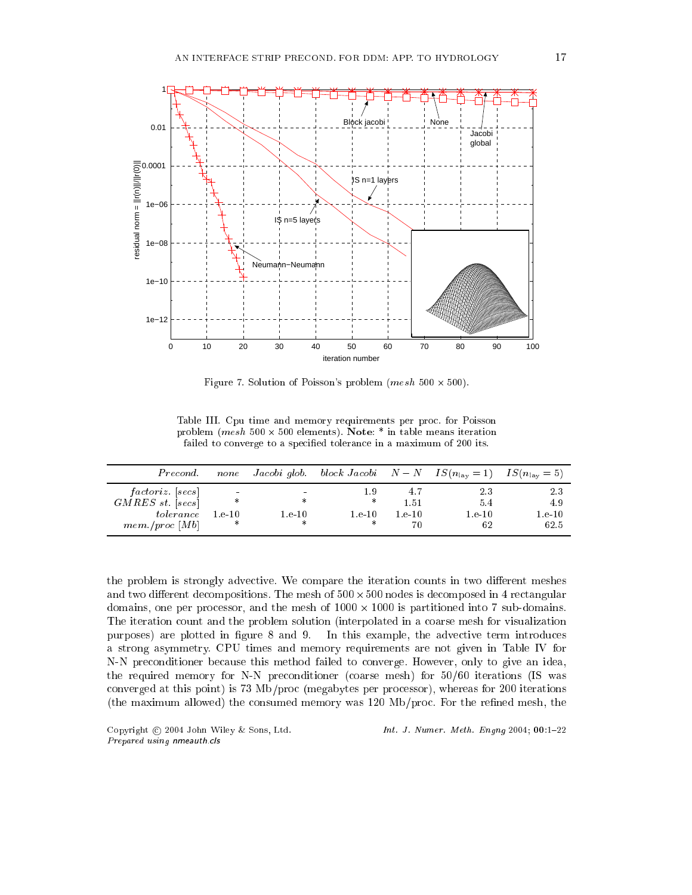Figure 7. Solution of Poisson's problem (*mesh* $500 \times 500$).

Table III. Cpu time and memory requirements per proc. for Poisson problem (*mesh* $500 \times 500$ elements). **Note**: * in table means iteration failed to converge to a specified tolerance in a maximum of 200 its.

| *Precond.* | *none* | *Jacobi glob.* | *block Jacobi* | $N-N$ | $IS(n_{\rm lay}=1)$ | $IS(n_{\rm lay}=5)$ |
|---|---|---|---|---|---|---|
| *factoriz.* [*secs*] | - | - | 1.9 | 4.7 | 2.3 | 2.3 |
| *GMRES st.* [*secs*] | * | * | * | 1.51 | 5.4 | 4.9 |
| *tolerance* | 1.e-10 | 1.e-10 | 1.e-10 | 1.e-10 | 1.e-10 | 1.e-10 |
| *mem./proc* [*Mb*] | * | * | * | 70 | 62 | 62.5 |

the problem is strongly advective. We compare the iteration counts in two different meshes and two different decompositions. The mesh of $500 \times 500$ nodes is decomposed in 4 rectangular domains, one per processor, and the mesh of $1000 \times 1000$ is partitioned into 7 sub-domains. The iteration count and the problem solution (interpolated in a coarse mesh for visualization purposes) are plotted in figure 8 and 9. In this example, the advective term introduces a strong asymmetry. CPU times and memory requirements are not given in Table IV for N-N preconditioner because this method failed to converge. However, only to give an idea, the required memory for N-N preconditioner (coarse mesh) for 50/60 iterations (IS was converged at this point) is 73 Mb/proc (megabytes per processor), whereas for 200 iterations (the maximum allowed) the consumed memory was 120 Mb/proc. For the refined mesh, the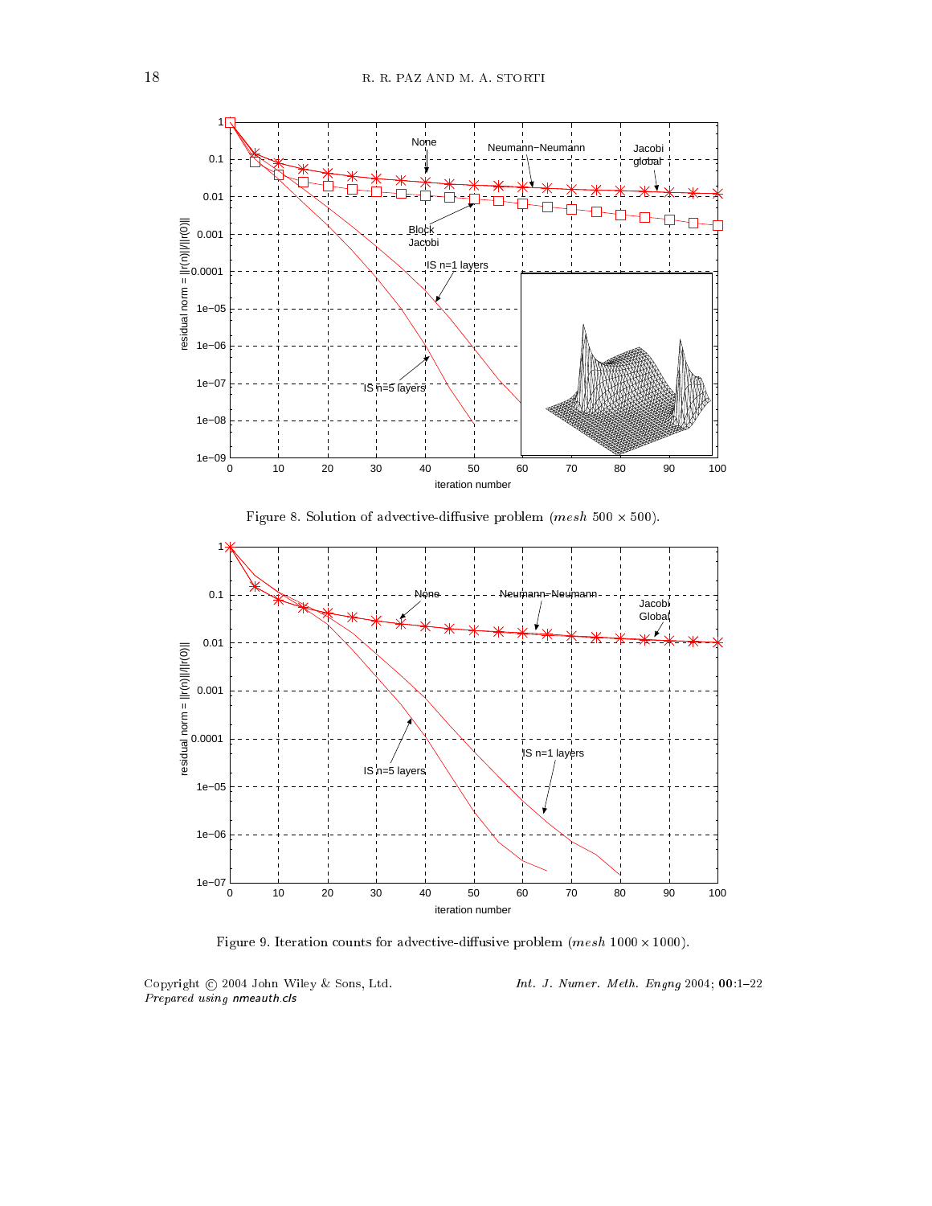Figure 8. Solution of advective-diffusive problem ($mesh$ $500 \times 500$).

Figure 9. Iteration counts for advective-diffusive problem ($mesh$ $1000 \times 1000$).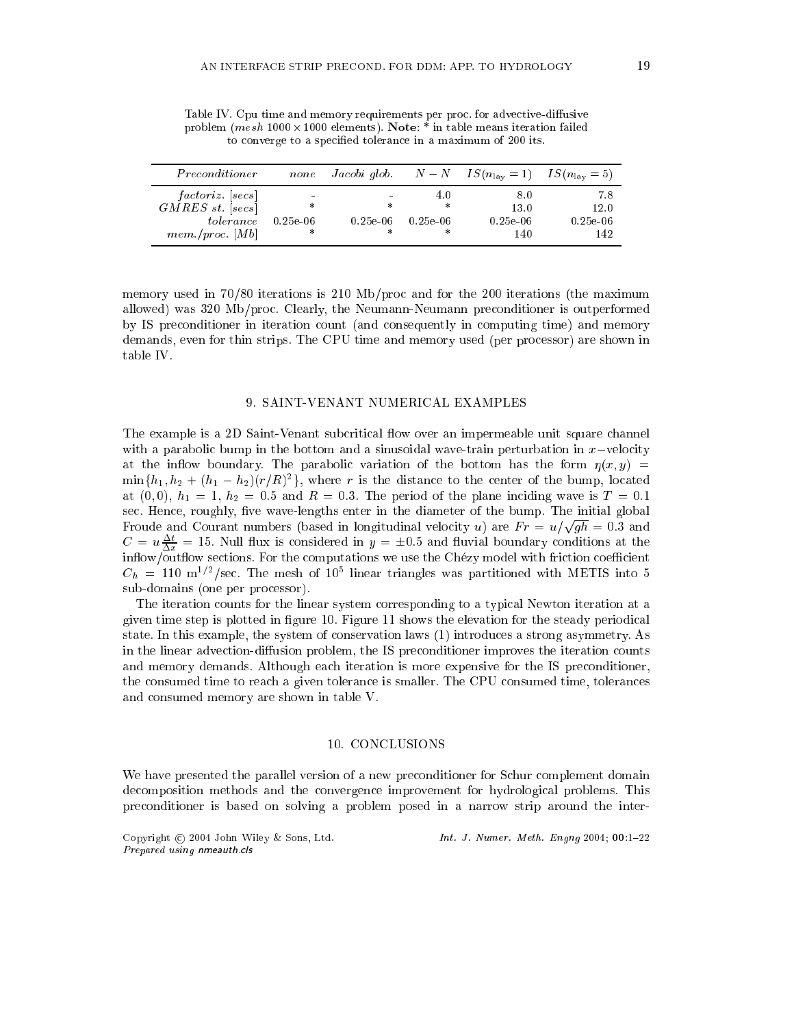Table IV. Cpu time and memory requirements per proc. for advective-diffusive problem (*mesh* $1000 \times 1000$ elements). **Note**: * in table means iteration failed to converge to a specified tolerance in a maximum of 200 its.

| *Preconditioner* | *none* | *Jacobi glob.* | $N-N$ | $IS(n_{\rm lay}=1)$ | $IS(n_{\rm lay}=5)$ |
|---|---|---|---|---|---|
| *factoriz.* [*secs*] | - | - | 4.0 | 8.0 | 7.8 |
| *GMRES st.* [*secs*] | * | * | * | 13.0 | 12.0 |
| *tolerance* | 0.25e-06 | 0.25e-06 | 0.25e-06 | 0.25e-06 | 0.25e-06 |
| *mem./proc.* [*Mb*] | * | * | * | 140 | 142 |

memory used in 70/80 iterations is 210 Mb/proc and for the 200 iterations (the maximum allowed) was 320 Mb/proc. Clearly, the Neumann-Neumann preconditioner is outperformed by IS preconditioner in iteration count (and consequently in computing time) and memory demands, even for thin strips. The CPU time and memory used (per processor) are shown in table IV.

## 9. SAINT-VENANT NUMERICAL EXAMPLES

The example is a 2D Saint-Venant subcritical flow over an impermeable unit square channel with a parabolic bump in the bottom and a sinusoidal wave-train perturbation in $x-$velocity at the inflow boundary. The parabolic variation of the bottom has the form $\eta(x,y) = \min\{h_1, h_2 + (h_1 - h_2)(r/R)^2\}$, where $r$ is the distance to the center of the bump, located at $(0,0)$, $h_1 = 1$, $h_2 = 0.5$ and $R = 0.3$. The period of the plane inciding wave is $T = 0.1$ sec. Hence, roughly, five wave-lengths enter in the diameter of the bump. The initial global Froude and Courant numbers (based in longitudinal velocity $u$) are $Fr = u/\sqrt{gh} = 0.3$ and $C = u\frac{\Delta t}{\Delta x} = 15$. Null flux is considered in $y = \pm 0.5$ and fluvial boundary conditions at the inflow/outflow sections. For the computations we use the Chézy model with friction coefficient $C_h = 110$ m$^{1/2}$/sec. The mesh of $10^5$ linear triangles was partitioned with METIS into 5 sub-domains (one per processor).

The iteration counts for the linear system corresponding to a typical Newton iteration at a given time step is plotted in figure 10. Figure 11 shows the elevation for the steady periodical state. In this example, the system of conservation laws (1) introduces a strong asymmetry. As in the linear advection-diffusion problem, the IS preconditioner improves the iteration counts and memory demands. Although each iteration is more expensive for the IS preconditioner, the consumed time to reach a given tolerance is smaller. The CPU consumed time, tolerances and consumed memory are shown in table V.

## 10. CONCLUSIONS

We have presented the parallel version of a new preconditioner for Schur complement domain decomposition methods and the convergence improvement for hydrological problems. This preconditioner is based on solving a problem posed in a narrow strip around the inter-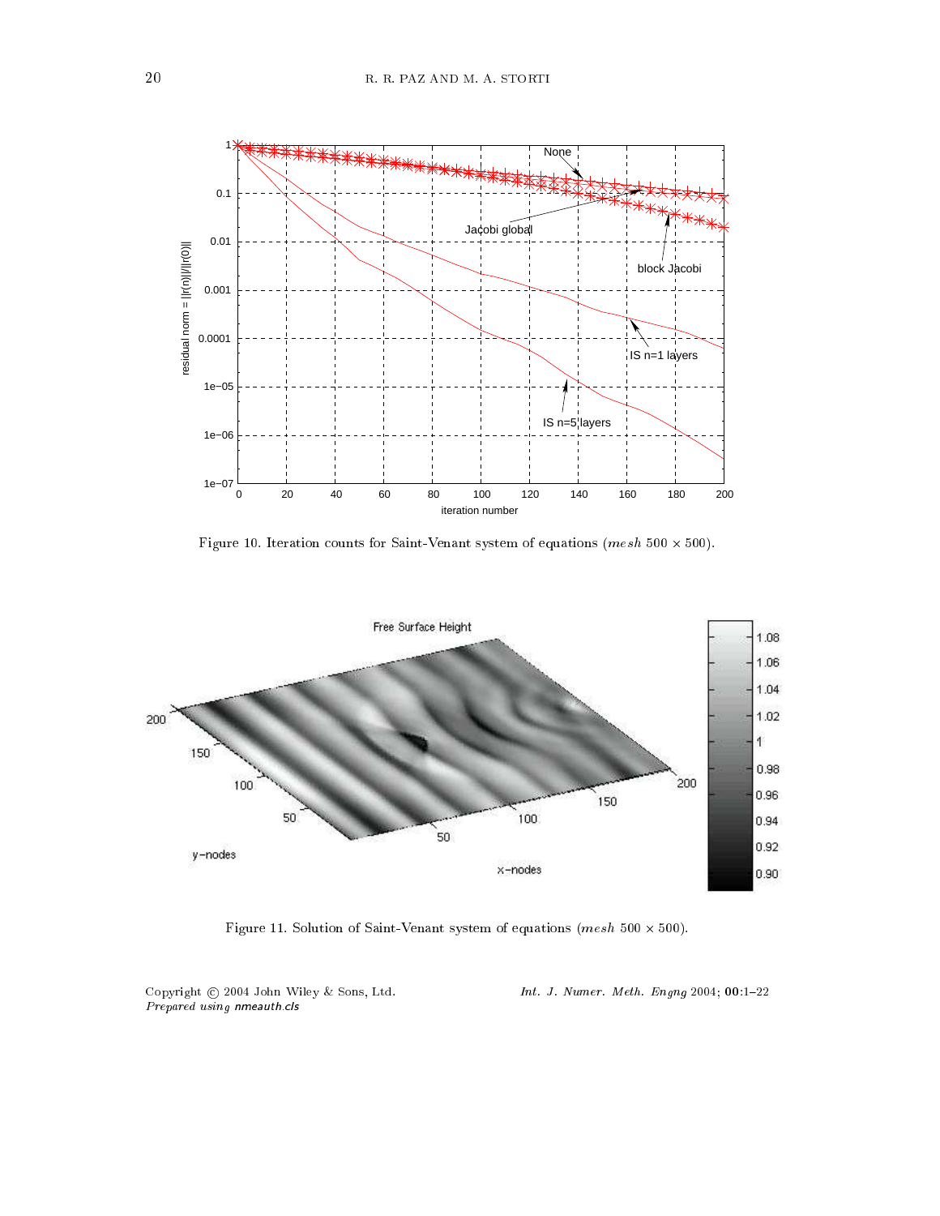Figure 10. Iteration counts for Saint-Venant system of equations (*mesh* $500 \times 500$).

Figure 11. Solution of Saint-Venant system of equations (*mesh* $500 \times 500$).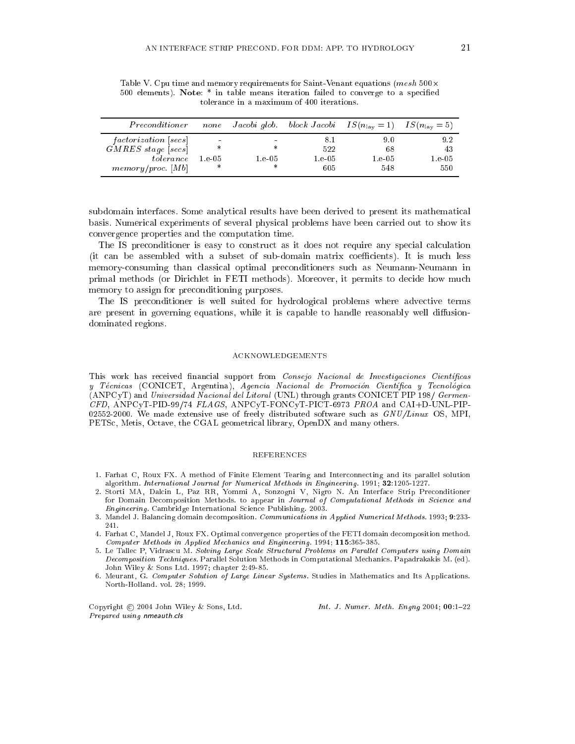Table V. Cpu time and memory requirements for Saint-Venant equations (*mesh* 500 × 500 elements). **Note**: * in table means iteration failed to converge to a specified tolerance in a maximum of 400 iterations.

| *Preconditioner* | *none* | *Jacobi glob.* | *block Jacobi* | $IS(n_{\rm lay}=1)$ | $IS(n_{\rm lay}=5)$ |
|---|---|---|---|---|---|
| *factorization* [*secs*] | - | - | 8.1 | 9.0 | 9.2 |
| *GMRES stage* [*secs*] | * | * | 522 | 68 | 43 |
| *tolerance* | 1.e-05 | 1.e-05 | 1.e-05 | 1.e-05 | 1.e-05 |
| *memory/proc.* [*Mb*] | * | * | 605 | 548 | 550 |

subdomain interfaces. Some analytical results have been derived to present its mathematical basis. Numerical experiments of several physical problems have been carried out to show its convergence properties and the computation time.

The IS preconditioner is easy to construct as it does not require any special calculation (it can be assembled with a subset of sub-domain matrix coefficients). It is much less memory-consuming than classical optimal preconditioners such as Neumann-Neumann in primal methods (or Dirichlet in FETI methods). Moreover, it permits to decide how much memory to assign for preconditioning purposes.

The IS preconditioner is well suited for hydrological problems where advective terms are present in governing equations, while it is capable to handle reasonably well diffusion-dominated regions.

## ACKNOWLEDGEMENTS

This work has received financial support from *Consejo Nacional de Investigaciones Científicas y Técnicas* (CONICET, Argentina), *Agencia Nacional de Promoción Científica y Tecnológica* (ANPCyT) and *Universidad Nacional del Litoral* (UNL) through grants CONICET PIP 198/ *Germen-CFD*, ANPCyT-PID-99/74 *FLAGS*, ANPCyT-FONCyT-PICT-6973 *PROA* and CAI+D-UNL-PIP-02552-2000. We made extensive use of freely distributed software such as *GNU/Linux* OS, MPI, PETSc, Metis, Octave, the CGAL geometrical library, OpenDX and many others.

## REFERENCES

1. Farhat C, Roux FX. A method of Finite Element Tearing and Interconnecting and its parallel solution algorithm. *International Journal for Numerical Methods in Engineering*. 1991; **32**:1205-1227.
2. Storti MA, Dalcin L, Paz RR, Yommi A, Sonzogni V, Nigro N. An Interface Strip Preconditioner for Domain Decomposition Methods. to appear in *Journal of Computational Methods in Science and Engineering*. Cambridge International Science Publishing. 2003.
3. Mandel J. Balancing domain decomposition. *Communications in Applied Numerical Methods*. 1993; **9**:233-241.
4. Farhat C, Mandel J, Roux FX. Optimal convergence properties of the FETI domain decomposition method. *Computer Methods in Applied Mechanics and Engineering*. 1994; **115**:365-385.
5. Le Tallec P, Vidrascu M. *Solving Large Scale Structural Problems on Parallel Computers using Domain Decomposition Techniques*. Parallel Solution Methods in Computational Mechanics. Papadrakakis M. (ed). John Wiley & Sons Ltd. 1997; chapter 2:49-85.
6. Meurant, G. *Computer Solution of Large Linear Systems*. Studies in Mathematics and Its Applications. North-Holland. vol. 28; 1999.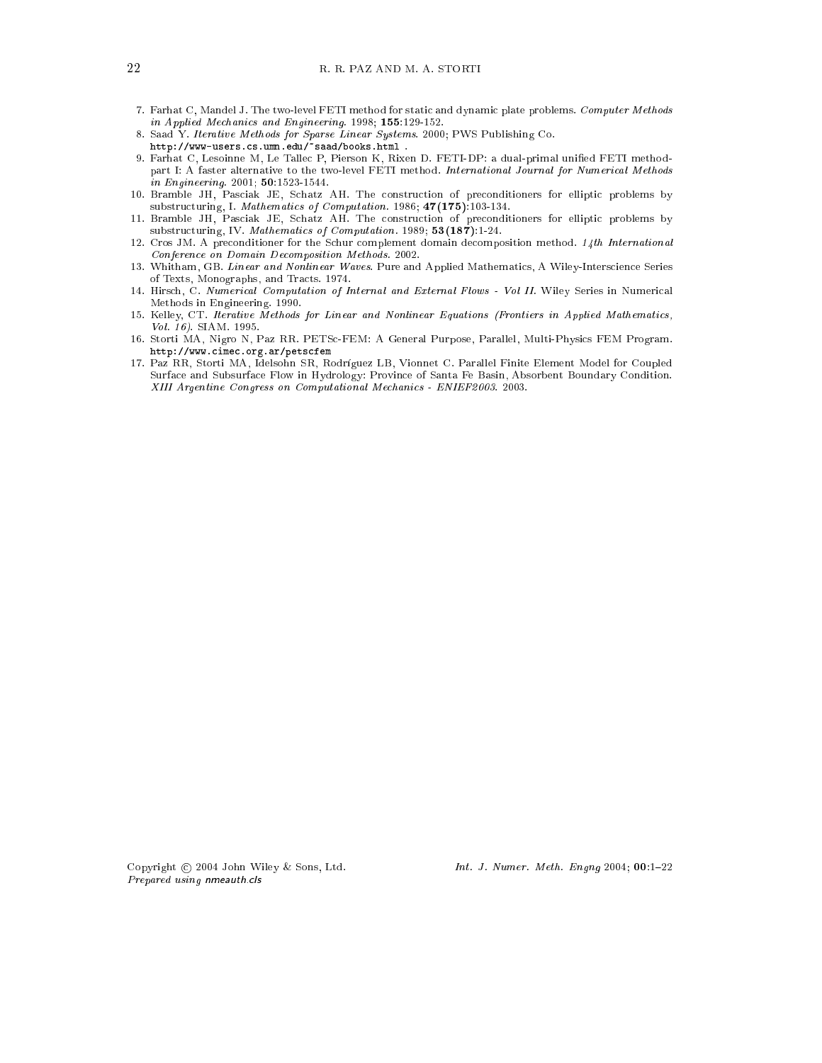7. Farhat C, Mandel J. The two-level FETI method for static and dynamic plate problems. *Computer Methods in Applied Mechanics and Engineering*. 1998; **155**:129-152.
8. Saad Y. *Iterative Methods for Sparse Linear Systems*. 2000; PWS Publishing Co. `http://www-users.cs.umn.edu/~saad/books.html` .
9. Farhat C, Lesoinne M, Le Tallec P, Pierson K, Rixen D. FETI-DP: a dual-primal unified FETI method-part I: A faster alternative to the two-level FETI method. *International Journal for Numerical Methods in Engineering*. 2001; **50**:1523-1544.
10. Bramble JH, Pasciak JE, Schatz AH. The construction of preconditioners for elliptic problems by substructuring, I. *Mathematics of Computation*. 1986; **47(175)**:103-134.
11. Bramble JH, Pasciak JE, Schatz AH. The construction of preconditioners for elliptic problems by substructuring, IV. *Mathematics of Computation*. 1989; **53(187)**:1-24.
12. Cros JM. A preconditioner for the Schur complement domain decomposition method. *14th International Conference on Domain Decomposition Methods*. 2002.
13. Whitham, GB. *Linear and Nonlinear Waves*. Pure and Applied Mathematics, A Wiley-Interscience Series of Texts, Monographs, and Tracts. 1974.
14. Hirsch, C. *Numerical Computation of Internal and External Flows - Vol II*. Wiley Series in Numerical Methods in Engineering. 1990.
15. Kelley, CT. *Iterative Methods for Linear and Nonlinear Equations (Frontiers in Applied Mathematics, Vol. 16)*. SIAM. 1995.
16. Storti MA, Nigro N, Paz RR. PETSc-FEM: A General Purpose, Parallel, Multi-Physics FEM Program. `http://www.cimec.org.ar/petscfem`
17. Paz RR, Storti MA, Idelsohn SR, Rodríguez LB, Vionnet C. Parallel Finite Element Model for Coupled Surface and Subsurface Flow in Hydrology: Province of Santa Fe Basin, Absorbent Boundary Condition. *XIII Argentine Congress on Computational Mechanics - ENIEF2003*. 2003.